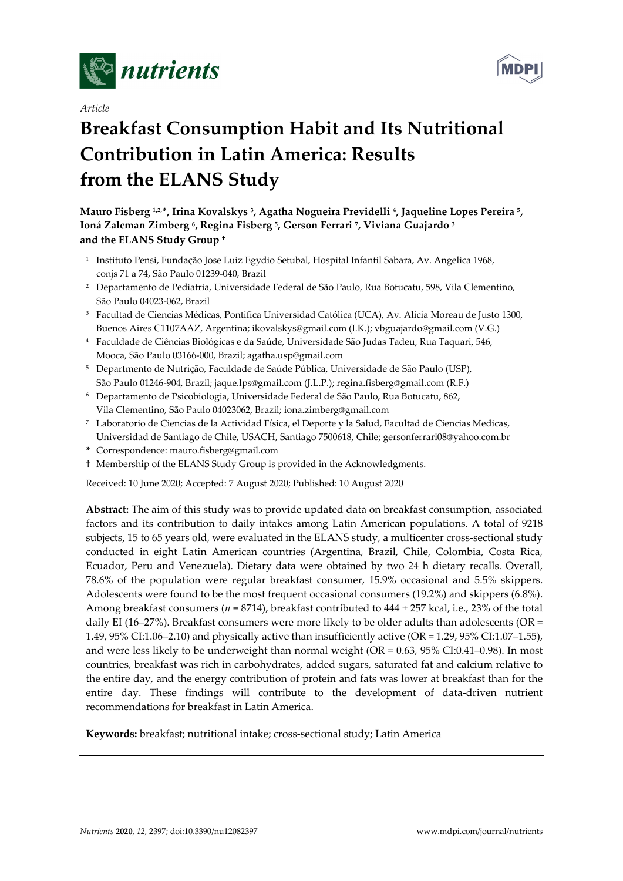*nutrients*

*Article*

# Breakfast Consumption Habit and Its Nutritional Contribution in Latin America: Results from the ELANS Study

**Mauro Fisberg [1,2,*], Irina Kovalskys [3], Agatha Nogueira Previdelli [4], Jaqueline Lopes Pereira [5], Ioná Zalcman Zimberg [6], Regina Fisberg [5], Gerson Ferrari [7], Viviana Guajardo [3] and the ELANS Study Group [†]**

1. Instituto Pensi, Fundação Jose Luiz Egydio Setubal, Hospital Infantil Sabara, Av. Angelica 1968, conjs 71 a 74, São Paulo 01239-040, Brazil
2. Departamento de Pediatria, Universidade Federal de São Paulo, Rua Botucatu, 598, Vila Clementino, São Paulo 04023-062, Brazil
3. Facultad de Ciencias Médicas, Pontifica Universidad Católica (UCA), Av. Alicia Moreau de Justo 1300, Buenos Aires C1107AAZ, Argentina; ikovalskys@gmail.com (I.K.); vbguajardo@gmail.com (V.G.)
4. Faculdade de Ciências Biológicas e da Saúde, Universidade São Judas Tadeu, Rua Taquari, 546, Mooca, São Paulo 03166-000, Brazil; agatha.usp@gmail.com
5. Departmento de Nutrição, Faculdade de Saúde Pública, Universidade de São Paulo (USP), São Paulo 01246-904, Brazil; jaque.lps@gmail.com (J.L.P.); regina.fisberg@gmail.com (R.F.)
6. Departamento de Psicobiologia, Universidade Federal de São Paulo, Rua Botucatu, 862, Vila Clementino, São Paulo 04023062, Brazil; iona.zimberg@gmail.com
7. Laboratorio de Ciencias de la Actividad Física, el Deporte y la Salud, Facultad de Ciencias Medicas, Universidad de Santiago de Chile, USACH, Santiago 7500618, Chile; gersonferrari08@yahoo.com.br

\* Correspondence: mauro.fisberg@gmail.com

† Membership of the ELANS Study Group is provided in the Acknowledgments.

Received: 10 June 2020; Accepted: 7 August 2020; Published: 10 August 2020

**Abstract:** The aim of this study was to provide updated data on breakfast consumption, associated factors and its contribution to daily intakes among Latin American populations. A total of 9218 subjects, 15 to 65 years old, were evaluated in the ELANS study, a multicenter cross-sectional study conducted in eight Latin American countries (Argentina, Brazil, Chile, Colombia, Costa Rica, Ecuador, Peru and Venezuela). Dietary data were obtained by two 24 h dietary recalls. Overall, 78.6% of the population were regular breakfast consumer, 15.9% occasional and 5.5% skippers. Adolescents were found to be the most frequent occasional consumers (19.2%) and skippers (6.8%). Among breakfast consumers ($n$ = 8714), breakfast contributed to 444 ± 257 kcal, i.e., 23% of the total daily EI (16–27%). Breakfast consumers were more likely to be older adults than adolescents (OR = 1.49, 95% CI:1.06–2.10) and physically active than insufficiently active (OR = 1.29, 95% CI:1.07–1.55), and were less likely to be underweight than normal weight (OR = 0.63, 95% CI:0.41–0.98). In most countries, breakfast was rich in carbohydrates, added sugars, saturated fat and calcium relative to the entire day, and the energy contribution of protein and fats was lower at breakfast than for the entire day. These findings will contribute to the development of data-driven nutrient recommendations for breakfast in Latin America.

**Keywords:** breakfast; nutritional intake; cross-sectional study; Latin America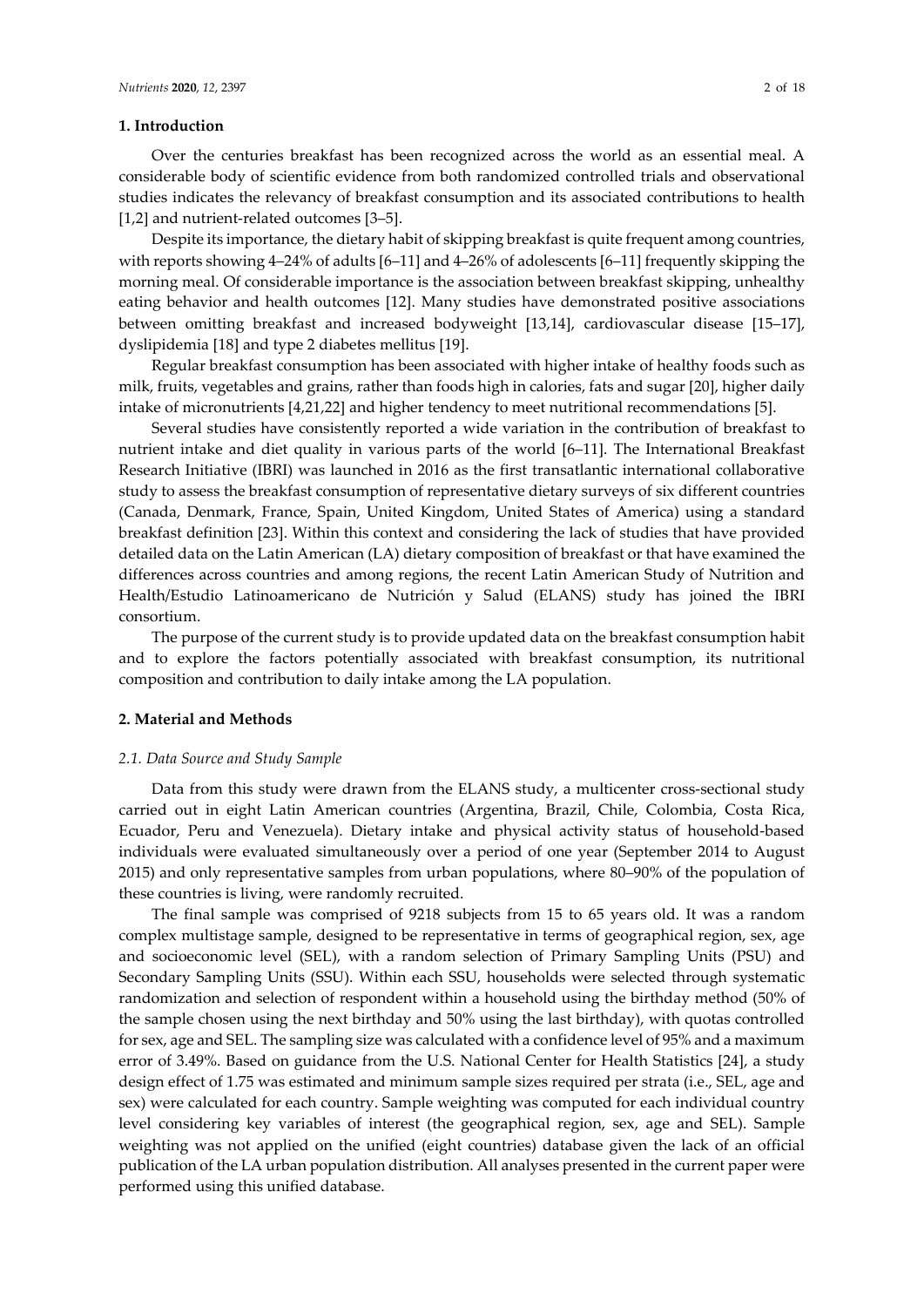## 1. Introduction

Over the centuries breakfast has been recognized across the world as an essential meal. A considerable body of scientific evidence from both randomized controlled trials and observational studies indicates the relevancy of breakfast consumption and its associated contributions to health [1,2] and nutrient-related outcomes [3–5].

Despite its importance, the dietary habit of skipping breakfast is quite frequent among countries, with reports showing 4–24% of adults [6–11] and 4–26% of adolescents [6–11] frequently skipping the morning meal. Of considerable importance is the association between breakfast skipping, unhealthy eating behavior and health outcomes [12]. Many studies have demonstrated positive associations between omitting breakfast and increased bodyweight [13,14], cardiovascular disease [15–17], dyslipidemia [18] and type 2 diabetes mellitus [19].

Regular breakfast consumption has been associated with higher intake of healthy foods such as milk, fruits, vegetables and grains, rather than foods high in calories, fats and sugar [20], higher daily intake of micronutrients [4,21,22] and higher tendency to meet nutritional recommendations [5].

Several studies have consistently reported a wide variation in the contribution of breakfast to nutrient intake and diet quality in various parts of the world [6–11]. The International Breakfast Research Initiative (IBRI) was launched in 2016 as the first transatlantic international collaborative study to assess the breakfast consumption of representative dietary surveys of six different countries (Canada, Denmark, France, Spain, United Kingdom, United States of America) using a standard breakfast definition [23]. Within this context and considering the lack of studies that have provided detailed data on the Latin American (LA) dietary composition of breakfast or that have examined the differences across countries and among regions, the recent Latin American Study of Nutrition and Health/Estudio Latinoamericano de Nutrición y Salud (ELANS) study has joined the IBRI consortium.

The purpose of the current study is to provide updated data on the breakfast consumption habit and to explore the factors potentially associated with breakfast consumption, its nutritional composition and contribution to daily intake among the LA population.

## 2. Material and Methods

### *2.1. Data Source and Study Sample*

Data from this study were drawn from the ELANS study, a multicenter cross-sectional study carried out in eight Latin American countries (Argentina, Brazil, Chile, Colombia, Costa Rica, Ecuador, Peru and Venezuela). Dietary intake and physical activity status of household-based individuals were evaluated simultaneously over a period of one year (September 2014 to August 2015) and only representative samples from urban populations, where 80–90% of the population of these countries is living, were randomly recruited.

The final sample was comprised of 9218 subjects from 15 to 65 years old. It was a random complex multistage sample, designed to be representative in terms of geographical region, sex, age and socioeconomic level (SEL), with a random selection of Primary Sampling Units (PSU) and Secondary Sampling Units (SSU). Within each SSU, households were selected through systematic randomization and selection of respondent within a household using the birthday method (50% of the sample chosen using the next birthday and 50% using the last birthday), with quotas controlled for sex, age and SEL. The sampling size was calculated with a confidence level of 95% and a maximum error of 3.49%. Based on guidance from the U.S. National Center for Health Statistics [24], a study design effect of 1.75 was estimated and minimum sample sizes required per strata (i.e., SEL, age and sex) were calculated for each country. Sample weighting was computed for each individual country level considering key variables of interest (the geographical region, sex, age and SEL). Sample weighting was not applied on the unified (eight countries) database given the lack of an official publication of the LA urban population distribution. All analyses presented in the current paper were performed using this unified database.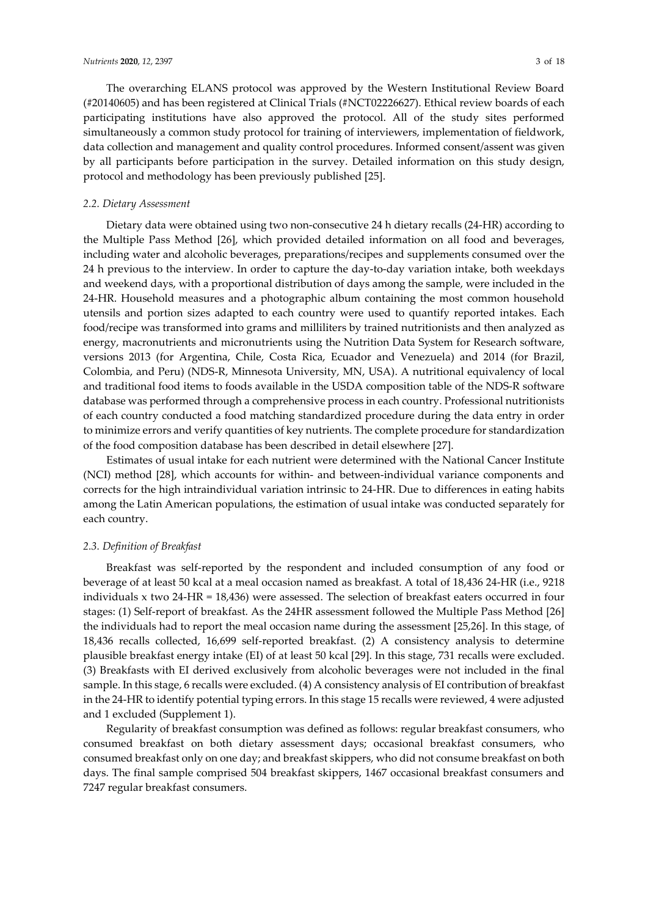The overarching ELANS protocol was approved by the Western Institutional Review Board (#20140605) and has been registered at Clinical Trials (#NCT02226627). Ethical review boards of each participating institutions have also approved the protocol. All of the study sites performed simultaneously a common study protocol for training of interviewers, implementation of fieldwork, data collection and management and quality control procedures. Informed consent/assent was given by all participants before participation in the survey. Detailed information on this study design, protocol and methodology has been previously published [25].

### *2.2. Dietary Assessment*

Dietary data were obtained using two non-consecutive 24 h dietary recalls (24-HR) according to the Multiple Pass Method [26], which provided detailed information on all food and beverages, including water and alcoholic beverages, preparations/recipes and supplements consumed over the 24 h previous to the interview. In order to capture the day-to-day variation intake, both weekdays and weekend days, with a proportional distribution of days among the sample, were included in the 24-HR. Household measures and a photographic album containing the most common household utensils and portion sizes adapted to each country were used to quantify reported intakes. Each food/recipe was transformed into grams and milliliters by trained nutritionists and then analyzed as energy, macronutrients and micronutrients using the Nutrition Data System for Research software, versions 2013 (for Argentina, Chile, Costa Rica, Ecuador and Venezuela) and 2014 (for Brazil, Colombia, and Peru) (NDS-R, Minnesota University, MN, USA). A nutritional equivalency of local and traditional food items to foods available in the USDA composition table of the NDS-R software database was performed through a comprehensive process in each country. Professional nutritionists of each country conducted a food matching standardized procedure during the data entry in order to minimize errors and verify quantities of key nutrients. The complete procedure for standardization of the food composition database has been described in detail elsewhere [27].

Estimates of usual intake for each nutrient were determined with the National Cancer Institute (NCI) method [28], which accounts for within- and between-individual variance components and corrects for the high intraindividual variation intrinsic to 24-HR. Due to differences in eating habits among the Latin American populations, the estimation of usual intake was conducted separately for each country.

### *2.3. Definition of Breakfast*

Breakfast was self-reported by the respondent and included consumption of any food or beverage of at least 50 kcal at a meal occasion named as breakfast. A total of 18,436 24-HR (i.e., 9218 individuals x two 24-HR = 18,436) were assessed. The selection of breakfast eaters occurred in four stages: (1) Self-report of breakfast. As the 24HR assessment followed the Multiple Pass Method [26] the individuals had to report the meal occasion name during the assessment [25,26]. In this stage, of 18,436 recalls collected, 16,699 self-reported breakfast. (2) A consistency analysis to determine plausible breakfast energy intake (EI) of at least 50 kcal [29]. In this stage, 731 recalls were excluded. (3) Breakfasts with EI derived exclusively from alcoholic beverages were not included in the final sample. In this stage, 6 recalls were excluded. (4) A consistency analysis of EI contribution of breakfast in the 24-HR to identify potential typing errors. In this stage 15 recalls were reviewed, 4 were adjusted and 1 excluded (Supplement 1).

Regularity of breakfast consumption was defined as follows: regular breakfast consumers, who consumed breakfast on both dietary assessment days; occasional breakfast consumers, who consumed breakfast only on one day; and breakfast skippers, who did not consume breakfast on both days. The final sample comprised 504 breakfast skippers, 1467 occasional breakfast consumers and 7247 regular breakfast consumers.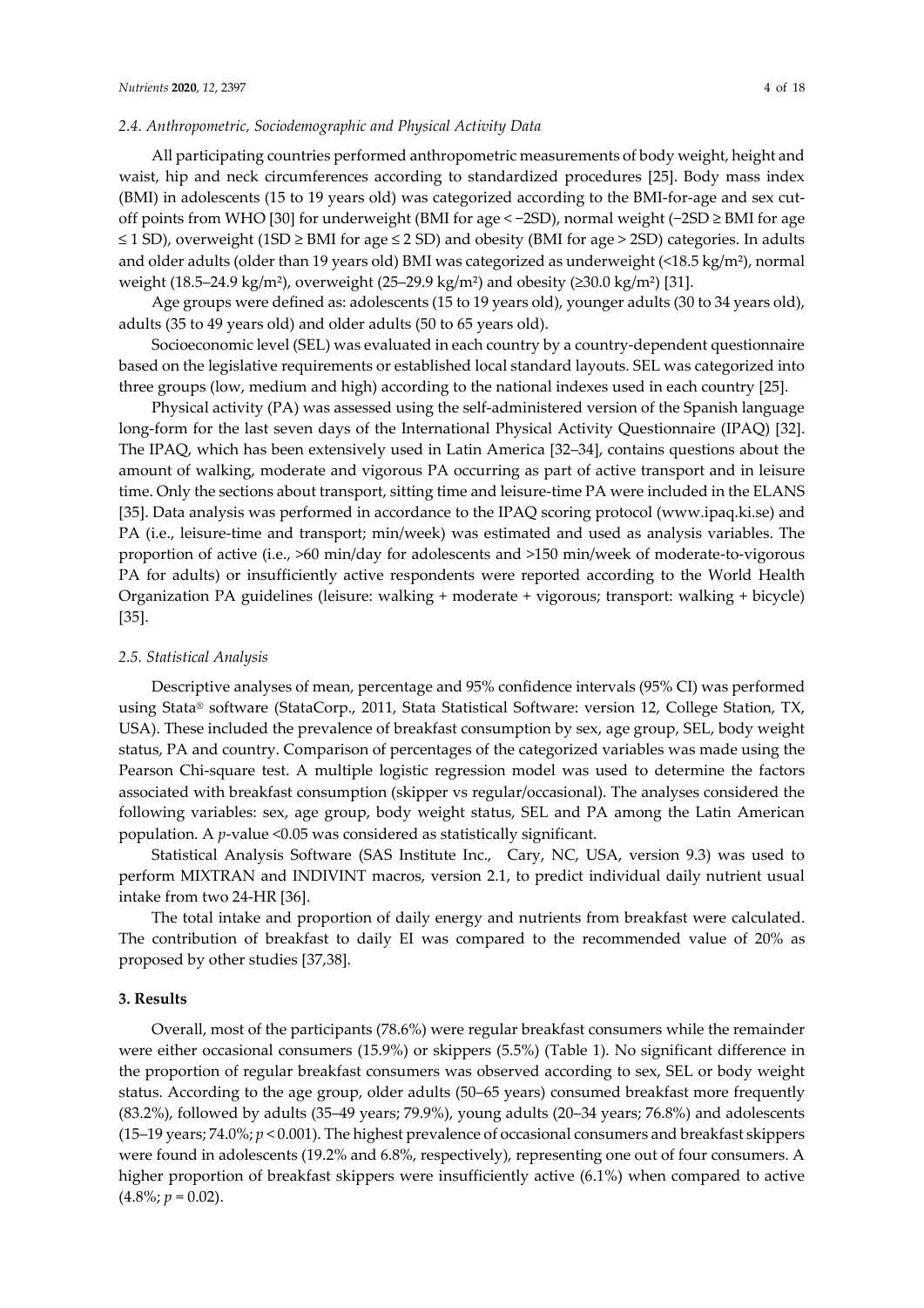### 2.4. Anthropometric, Sociodemographic and Physical Activity Data

All participating countries performed anthropometric measurements of body weight, height and waist, hip and neck circumferences according to standardized procedures [25]. Body mass index (BMI) in adolescents (15 to 19 years old) was categorized according to the BMI-for-age and sex cut-off points from WHO [30] for underweight (BMI for age < −2SD), normal weight (−2SD ≥ BMI for age ≤ 1 SD), overweight (1SD ≥ BMI for age ≤ 2 SD) and obesity (BMI for age > 2SD) categories. In adults and older adults (older than 19 years old) BMI was categorized as underweight (<18.5 kg/m²), normal weight (18.5–24.9 kg/m²), overweight (25–29.9 kg/m²) and obesity (≥30.0 kg/m²) [31].

Age groups were defined as: adolescents (15 to 19 years old), younger adults (30 to 34 years old), adults (35 to 49 years old) and older adults (50 to 65 years old).

Socioeconomic level (SEL) was evaluated in each country by a country-dependent questionnaire based on the legislative requirements or established local standard layouts. SEL was categorized into three groups (low, medium and high) according to the national indexes used in each country [25].

Physical activity (PA) was assessed using the self-administered version of the Spanish language long-form for the last seven days of the International Physical Activity Questionnaire (IPAQ) [32]. The IPAQ, which has been extensively used in Latin America [32–34], contains questions about the amount of walking, moderate and vigorous PA occurring as part of active transport and in leisure time. Only the sections about transport, sitting time and leisure-time PA were included in the ELANS [35]. Data analysis was performed in accordance to the IPAQ scoring protocol (www.ipaq.ki.se) and PA (i.e., leisure-time and transport; min/week) was estimated and used as analysis variables. The proportion of active (i.e., >60 min/day for adolescents and >150 min/week of moderate-to-vigorous PA for adults) or insufficiently active respondents were reported according to the World Health Organization PA guidelines (leisure: walking + moderate + vigorous; transport: walking + bicycle) [35].

### 2.5. Statistical Analysis

Descriptive analyses of mean, percentage and 95% confidence intervals (95% CI) was performed using Stata® software (StataCorp., 2011, Stata Statistical Software: version 12, College Station, TX, USA). These included the prevalence of breakfast consumption by sex, age group, SEL, body weight status, PA and country. Comparison of percentages of the categorized variables was made using the Pearson Chi-square test. A multiple logistic regression model was used to determine the factors associated with breakfast consumption (skipper vs regular/occasional). The analyses considered the following variables: sex, age group, body weight status, SEL and PA among the Latin American population. A $p$-value <0.05 was considered as statistically significant.

Statistical Analysis Software (SAS Institute Inc., Cary, NC, USA, version 9.3) was used to perform MIXTRAN and INDIVINT macros, version 2.1, to predict individual daily nutrient usual intake from two 24-HR [36].

The total intake and proportion of daily energy and nutrients from breakfast were calculated. The contribution of breakfast to daily EI was compared to the recommended value of 20% as proposed by other studies [37,38].

## 3. Results

Overall, most of the participants (78.6%) were regular breakfast consumers while the remainder were either occasional consumers (15.9%) or skippers (5.5%) (Table 1). No significant difference in the proportion of regular breakfast consumers was observed according to sex, SEL or body weight status. According to the age group, older adults (50–65 years) consumed breakfast more frequently (83.2%), followed by adults (35–49 years; 79.9%), young adults (20–34 years; 76.8%) and adolescents (15–19 years; 74.0%; $p < 0.001$). The highest prevalence of occasional consumers and breakfast skippers were found in adolescents (19.2% and 6.8%, respectively), representing one out of four consumers. A higher proportion of breakfast skippers were insufficiently active (6.1%) when compared to active (4.8%; $p = 0.02$).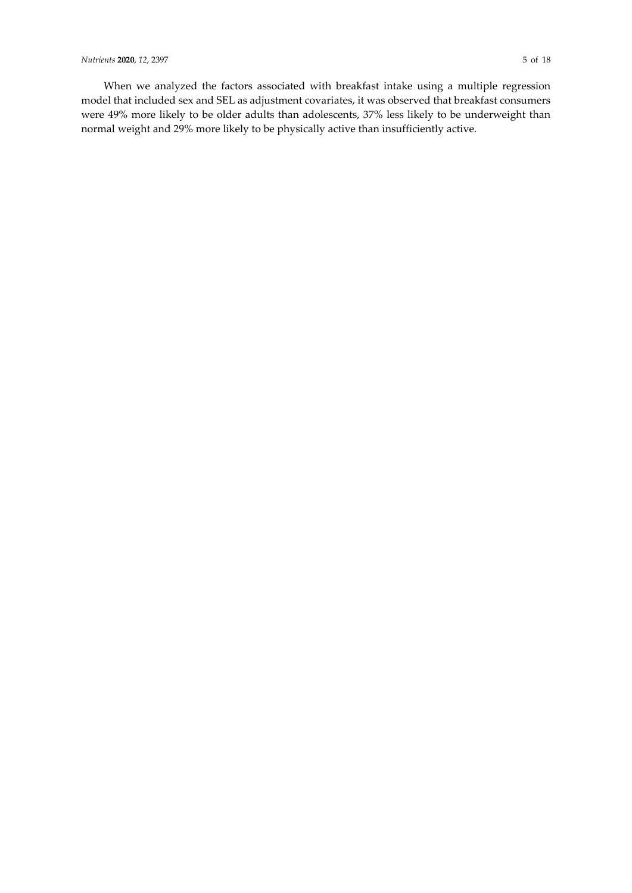When we analyzed the factors associated with breakfast intake using a multiple regression model that included sex and SEL as adjustment covariates, it was observed that breakfast consumers were 49% more likely to be older adults than adolescents, 37% less likely to be underweight than normal weight and 29% more likely to be physically active than insufficiently active.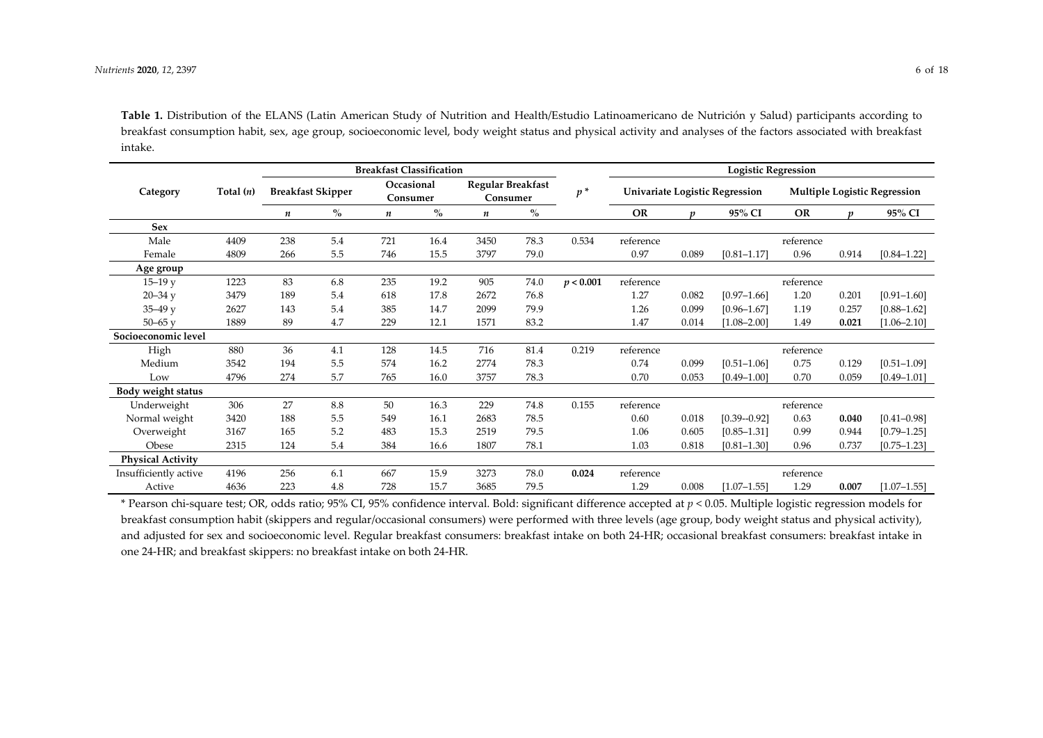**Table 1.** Distribution of the ELANS (Latin American Study of Nutrition and Health/Estudio Latinoamericano de Nutrición y Salud) participants according to breakfast consumption habit, sex, age group, socioeconomic level, body weight status and physical activity and analyses of the factors associated with breakfast intake.

| Category | Total (*n*) | Breakfast Classification | | | | | | $p$ * | Logistic Regression | | | | | |
|---|---|---|---|---|---|---|---|---|---|---|---|---|---|---|
| | | Breakfast Skipper | | Occasional Consumer | | Regular Breakfast Consumer | | | Univariate Logistic Regression | | | Multiple Logistic Regression | | |
| | | *n* | % | *n* | % | *n* | % | | OR | *p* | 95% CI | OR | *p* | 95% CI |
| **Sex** | | | | | | | | | | | | | | |
| Male | 4409 | 238 | 5.4 | 721 | 16.4 | 3450 | 78.3 | 0.534 | reference | | | reference | | |
| Female | 4809 | 266 | 5.5 | 746 | 15.5 | 3797 | 79.0 | | 0.97 | 0.089 | [0.81–1.17] | 0.96 | 0.914 | [0.84–1.22] |
| **Age group** | | | | | | | | | | | | | | |
| 15–19 y | 1223 | 83 | 6.8 | 235 | 19.2 | 905 | 74.0 | $p < 0.001$ | reference | | | reference | | |
| 20–34 y | 3479 | 189 | 5.4 | 618 | 17.8 | 2672 | 76.8 | | 1.27 | 0.082 | [0.97–1.66] | 1.20 | 0.201 | [0.91–1.60] |
| 35–49 y | 2627 | 143 | 5.4 | 385 | 14.7 | 2099 | 79.9 | | 1.26 | 0.099 | [0.96–1.67] | 1.19 | 0.257 | [0.88–1.62] |
| 50–65 y | 1889 | 89 | 4.7 | 229 | 12.1 | 1571 | 83.2 | | 1.47 | 0.014 | [1.08–2.00] | 1.49 | **0.021** | [1.06–2.10] |
| **Socioeconomic level** | | | | | | | | | | | | | | |
| High | 880 | 36 | 4.1 | 128 | 14.5 | 716 | 81.4 | 0.219 | reference | | | reference | | |
| Medium | 3542 | 194 | 5.5 | 574 | 16.2 | 2774 | 78.3 | | 0.74 | 0.099 | [0.51–1.06] | 0.75 | 0.129 | [0.51–1.09] |
| Low | 4796 | 274 | 5.7 | 765 | 16.0 | 3757 | 78.3 | | 0.70 | 0.053 | [0.49–1.00] | 0.70 | 0.059 | [0.49–1.01] |
| **Body weight status** | | | | | | | | | | | | | | |
| Underweight | 306 | 27 | 8.8 | 50 | 16.3 | 229 | 74.8 | 0.155 | reference | | | reference | | |
| Normal weight | 3420 | 188 | 5.5 | 549 | 16.1 | 2683 | 78.5 | | 0.60 | 0.018 | [0.39--0.92] | 0.63 | **0.040** | [0.41–0.98] |
| Overweight | 3167 | 165 | 5.2 | 483 | 15.3 | 2519 | 79.5 | | 1.06 | 0.605 | [0.85–1.31] | 0.99 | 0.944 | [0.79–1.25] |
| Obese | 2315 | 124 | 5.4 | 384 | 16.6 | 1807 | 78.1 | | 1.03 | 0.818 | [0.81–1.30] | 0.96 | 0.737 | [0.75–1.23] |
| **Physical Activity** | | | | | | | | | | | | | | |
| Insufficiently active | 4196 | 256 | 6.1 | 667 | 15.9 | 3273 | 78.0 | **0.024** | reference | | | reference | | |
| Active | 4636 | 223 | 4.8 | 728 | 15.7 | 3685 | 79.5 | | 1.29 | 0.008 | [1.07–1.55] | 1.29 | **0.007** | [1.07–1.55] |

\* Pearson chi-square test; OR, odds ratio; 95% CI, 95% confidence interval. Bold: significant difference accepted at $p < 0.05$. Multiple logistic regression models for breakfast consumption habit (skippers and regular/occasional consumers) were performed with three levels (age group, body weight status and physical activity), and adjusted for sex and socioeconomic level. Regular breakfast consumers: breakfast intake on both 24-HR; occasional breakfast consumers: breakfast intake in one 24-HR; and breakfast skippers: no breakfast intake on both 24-HR.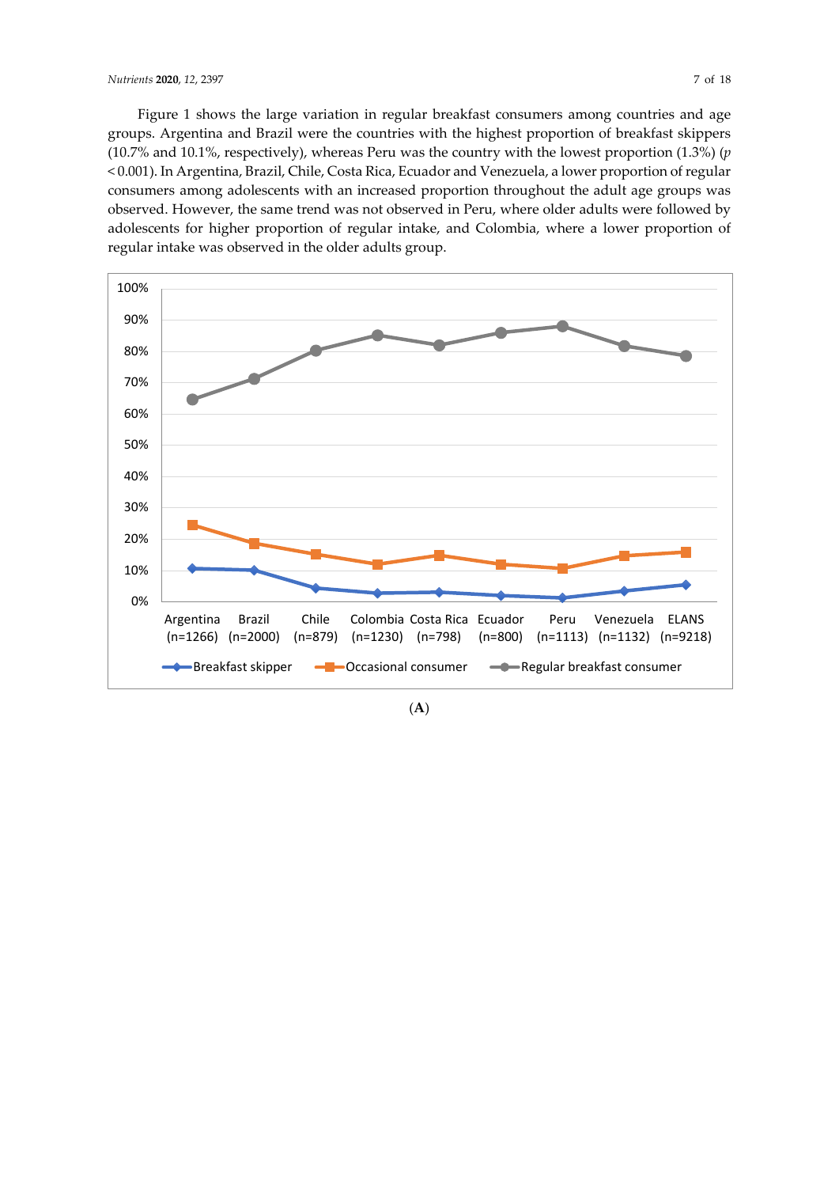Figure 1 shows the large variation in regular breakfast consumers among countries and age groups. Argentina and Brazil were the countries with the highest proportion of breakfast skippers (10.7% and 10.1%, respectively), whereas Peru was the country with the lowest proportion (1.3%) ($p < 0.001$). In Argentina, Brazil, Chile, Costa Rica, Ecuador and Venezuela, a lower proportion of regular consumers among adolescents with an increased proportion throughout the adult age groups was observed. However, the same trend was not observed in Peru, where older adults were followed by adolescents for higher proportion of regular intake, and Colombia, where a lower proportion of regular intake was observed in the older adults group.

100%
90%
80%
70%
60%
50%
40%
30%
20%
10%
0%

Argentina (n=1266)
Brazil (n=2000)
Chile (n=879)
Colombia (n=1230)
Costa Rica (n=798)
Ecuador (n=800)
Peru (n=1113)
Venezuela (n=1132)
ELANS (n=9218)

Breakfast skipper
Occasional consumer
Regular breakfast consumer

(**A**)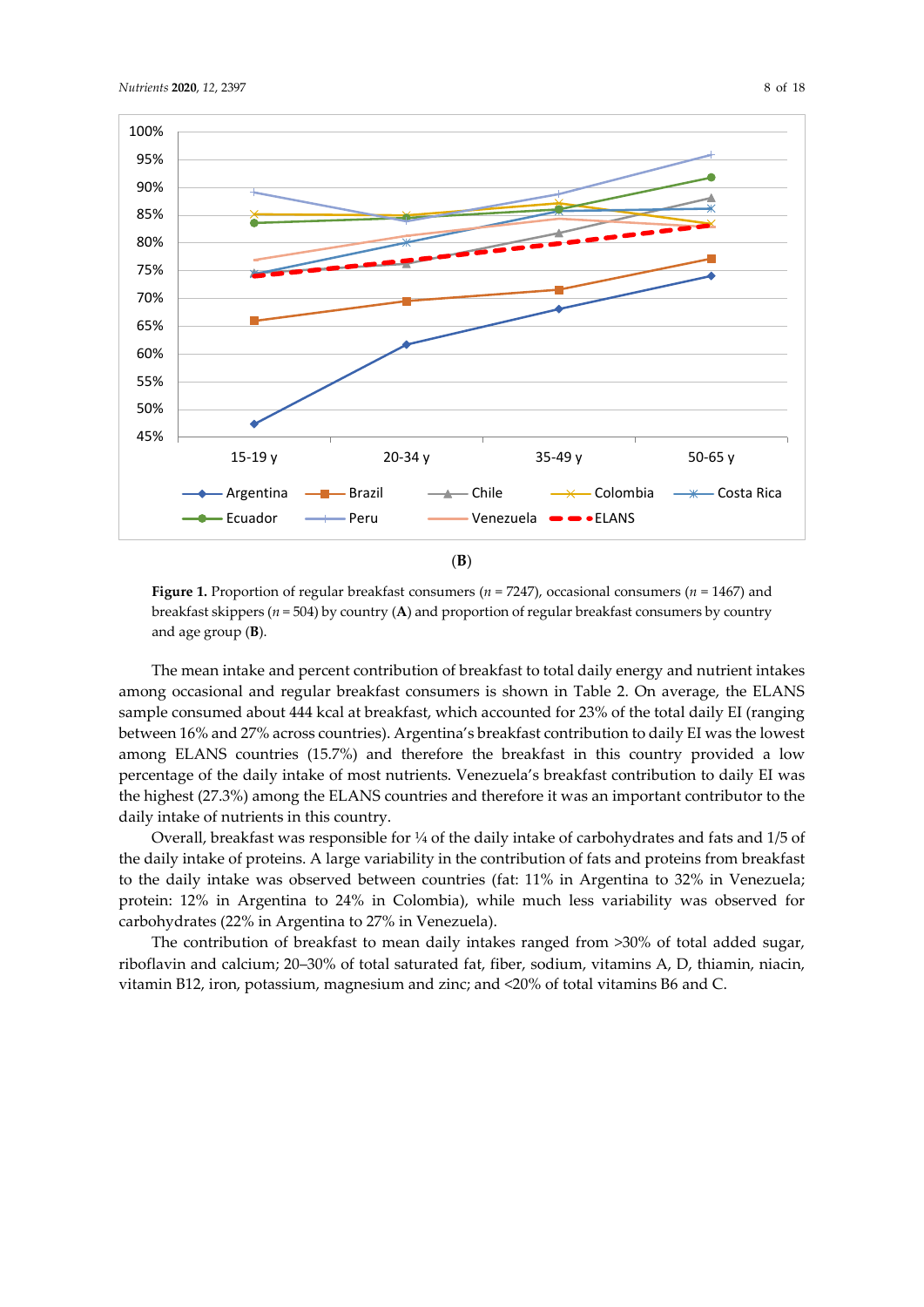100%
95%
90%
85%
80%
75%
70%
65%
60%
55%
50%
45%

15-19 y
20-34 y
35-49 y
50-65 y

Argentina
Brazil
Chile
Colombia
Costa Rica
Ecuador
Peru
Venezuela
ELANS

(**B**)

**Figure 1.** Proportion of regular breakfast consumers (*n* = 7247), occasional consumers (*n* = 1467) and breakfast skippers (*n* = 504) by country (**A**) and proportion of regular breakfast consumers by country and age group (**B**).

The mean intake and percent contribution of breakfast to total daily energy and nutrient intakes among occasional and regular breakfast consumers is shown in Table 2. On average, the ELANS sample consumed about 444 kcal at breakfast, which accounted for 23% of the total daily EI (ranging between 16% and 27% across countries). Argentina's breakfast contribution to daily EI was the lowest among ELANS countries (15.7%) and therefore the breakfast in this country provided a low percentage of the daily intake of most nutrients. Venezuela's breakfast contribution to daily EI was the highest (27.3%) among the ELANS countries and therefore it was an important contributor to the daily intake of nutrients in this country.

Overall, breakfast was responsible for ¼ of the daily intake of carbohydrates and fats and 1/5 of the daily intake of proteins. A large variability in the contribution of fats and proteins from breakfast to the daily intake was observed between countries (fat: 11% in Argentina to 32% in Venezuela; protein: 12% in Argentina to 24% in Colombia), while much less variability was observed for carbohydrates (22% in Argentina to 27% in Venezuela).

The contribution of breakfast to mean daily intakes ranged from >30% of total added sugar, riboflavin and calcium; 20–30% of total saturated fat, fiber, sodium, vitamins A, D, thiamin, niacin, vitamin B12, iron, potassium, magnesium and zinc; and <20% of total vitamins B6 and C.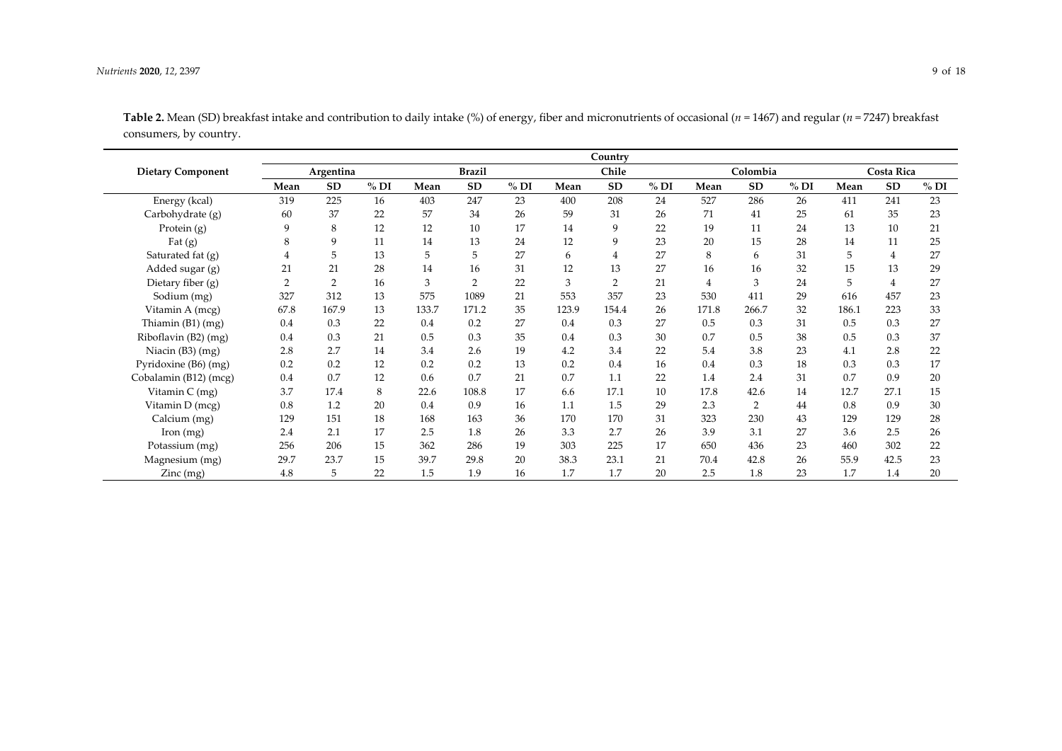**Table 2.** Mean (SD) breakfast intake and contribution to daily intake (%) of energy, fiber and micronutrients of occasional ($n$ = 1467) and regular ($n$ = 7247) breakfast consumers, by country.

| Dietary Component | Country | | | | | | | | | | | | | | |
|---|---|---|---|---|---|---|---|---|---|---|---|---|---|---|---|
| | Argentina | | | Brazil | | | Chile | | | Colombia | | | Costa Rica | | |
| | Mean | SD | % DI | Mean | SD | % DI | Mean | SD | % DI | Mean | SD | % DI | Mean | SD | % DI |
| Energy (kcal) | 319 | 225 | 16 | 403 | 247 | 23 | 400 | 208 | 24 | 527 | 286 | 26 | 411 | 241 | 23 |
| Carbohydrate (g) | 60 | 37 | 22 | 57 | 34 | 26 | 59 | 31 | 26 | 71 | 41 | 25 | 61 | 35 | 23 |
| Protein (g) | 9 | 8 | 12 | 12 | 10 | 17 | 14 | 9 | 22 | 19 | 11 | 24 | 13 | 10 | 21 |
| Fat (g) | 8 | 9 | 11 | 14 | 13 | 24 | 12 | 9 | 23 | 20 | 15 | 28 | 14 | 11 | 25 |
| Saturated fat (g) | 4 | 5 | 13 | 5 | 5 | 27 | 6 | 4 | 27 | 8 | 6 | 31 | 5 | 4 | 27 |
| Added sugar (g) | 21 | 21 | 28 | 14 | 16 | 31 | 12 | 13 | 27 | 16 | 16 | 32 | 15 | 13 | 29 |
| Dietary fiber (g) | 2 | 2 | 16 | 3 | 2 | 22 | 3 | 2 | 21 | 4 | 3 | 24 | 5 | 4 | 27 |
| Sodium (mg) | 327 | 312 | 13 | 575 | 1089 | 21 | 553 | 357 | 23 | 530 | 411 | 29 | 616 | 457 | 23 |
| Vitamin A (mcg) | 67.8 | 167.9 | 13 | 133.7 | 171.2 | 35 | 123.9 | 154.4 | 26 | 171.8 | 266.7 | 32 | 186.1 | 223 | 33 |
| Thiamin (B1) (mg) | 0.4 | 0.3 | 22 | 0.4 | 0.2 | 27 | 0.4 | 0.3 | 27 | 0.5 | 0.3 | 31 | 0.5 | 0.3 | 27 |
| Riboflavin (B2) (mg) | 0.4 | 0.3 | 21 | 0.5 | 0.3 | 35 | 0.4 | 0.3 | 30 | 0.7 | 0.5 | 38 | 0.5 | 0.3 | 37 |
| Niacin (B3) (mg) | 2.8 | 2.7 | 14 | 3.4 | 2.6 | 19 | 4.2 | 3.4 | 22 | 5.4 | 3.8 | 23 | 4.1 | 2.8 | 22 |
| Pyridoxine (B6) (mg) | 0.2 | 0.2 | 12 | 0.2 | 0.2 | 13 | 0.2 | 0.4 | 16 | 0.4 | 0.3 | 18 | 0.3 | 0.3 | 17 |
| Cobalamin (B12) (mcg) | 0.4 | 0.7 | 12 | 0.6 | 0.7 | 21 | 0.7 | 1.1 | 22 | 1.4 | 2.4 | 31 | 0.7 | 0.9 | 20 |
| Vitamin C (mg) | 3.7 | 17.4 | 8 | 22.6 | 108.8 | 17 | 6.6 | 17.1 | 10 | 17.8 | 42.6 | 14 | 12.7 | 27.1 | 15 |
| Vitamin D (mcg) | 0.8 | 1.2 | 20 | 0.4 | 0.9 | 16 | 1.1 | 1.5 | 29 | 2.3 | 2 | 44 | 0.8 | 0.9 | 30 |
| Calcium (mg) | 129 | 151 | 18 | 168 | 163 | 36 | 170 | 170 | 31 | 323 | 230 | 43 | 129 | 129 | 28 |
| Iron (mg) | 2.4 | 2.1 | 17 | 2.5 | 1.8 | 26 | 3.3 | 2.7 | 26 | 3.9 | 3.1 | 27 | 3.6 | 2.5 | 26 |
| Potassium (mg) | 256 | 206 | 15 | 362 | 286 | 19 | 303 | 225 | 17 | 650 | 436 | 23 | 460 | 302 | 22 |
| Magnesium (mg) | 29.7 | 23.7 | 15 | 39.7 | 29.8 | 20 | 38.3 | 23.1 | 21 | 70.4 | 42.8 | 26 | 55.9 | 42.5 | 23 |
| Zinc (mg) | 4.8 | 5 | 22 | 1.5 | 1.9 | 16 | 1.7 | 1.7 | 20 | 2.5 | 1.8 | 23 | 1.7 | 1.4 | 20 |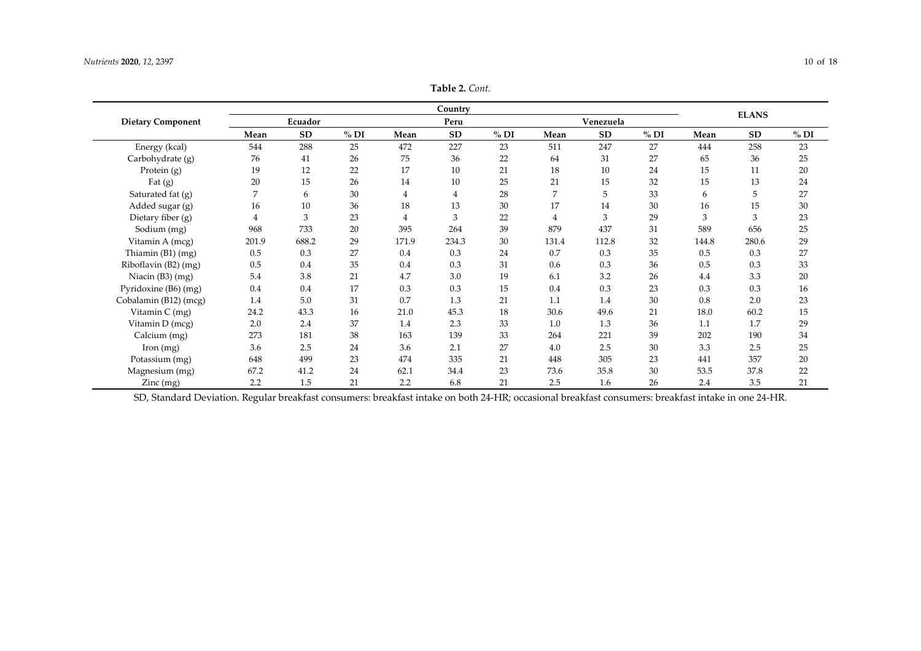**Table 2.** *Cont.*

| Dietary Component | Country | | | | | | | | | ELANS | | |
|---|---|---|---|---|---|---|---|---|---|---|---|---|
| | Ecuador | | | Peru | | | Venezuela | | | | | |
| | Mean | SD | % DI | Mean | SD | % DI | Mean | SD | % DI | Mean | SD | % DI |
| Energy (kcal) | 544 | 288 | 25 | 472 | 227 | 23 | 511 | 247 | 27 | 444 | 258 | 23 |
| Carbohydrate (g) | 76 | 41 | 26 | 75 | 36 | 22 | 64 | 31 | 27 | 65 | 36 | 25 |
| Protein (g) | 19 | 12 | 22 | 17 | 10 | 21 | 18 | 10 | 24 | 15 | 11 | 20 |
| Fat (g) | 20 | 15 | 26 | 14 | 10 | 25 | 21 | 15 | 32 | 15 | 13 | 24 |
| Saturated fat (g) | 7 | 6 | 30 | 4 | 4 | 28 | 7 | 5 | 33 | 6 | 5 | 27 |
| Added sugar (g) | 16 | 10 | 36 | 18 | 13 | 30 | 17 | 14 | 30 | 16 | 15 | 30 |
| Dietary fiber (g) | 4 | 3 | 23 | 4 | 3 | 22 | 4 | 3 | 29 | 3 | 3 | 23 |
| Sodium (mg) | 968 | 733 | 20 | 395 | 264 | 39 | 879 | 437 | 31 | 589 | 656 | 25 |
| Vitamin A (mcg) | 201.9 | 688.2 | 29 | 171.9 | 234.3 | 30 | 131.4 | 112.8 | 32 | 144.8 | 280.6 | 29 |
| Thiamin (B1) (mg) | 0.5 | 0.3 | 27 | 0.4 | 0.3 | 24 | 0.7 | 0.3 | 35 | 0.5 | 0.3 | 27 |
| Riboflavin (B2) (mg) | 0.5 | 0.4 | 35 | 0.4 | 0.3 | 31 | 0.6 | 0.3 | 36 | 0.5 | 0.3 | 33 |
| Niacin (B3) (mg) | 5.4 | 3.8 | 21 | 4.7 | 3.0 | 19 | 6.1 | 3.2 | 26 | 4.4 | 3.3 | 20 |
| Pyridoxine (B6) (mg) | 0.4 | 0.4 | 17 | 0.3 | 0.3 | 15 | 0.4 | 0.3 | 23 | 0.3 | 0.3 | 16 |
| Cobalamin (B12) (mcg) | 1.4 | 5.0 | 31 | 0.7 | 1.3 | 21 | 1.1 | 1.4 | 30 | 0.8 | 2.0 | 23 |
| Vitamin C (mg) | 24.2 | 43.3 | 16 | 21.0 | 45.3 | 18 | 30.6 | 49.6 | 21 | 18.0 | 60.2 | 15 |
| Vitamin D (mcg) | 2.0 | 2.4 | 37 | 1.4 | 2.3 | 33 | 1.0 | 1.3 | 36 | 1.1 | 1.7 | 29 |
| Calcium (mg) | 273 | 181 | 38 | 163 | 139 | 33 | 264 | 221 | 39 | 202 | 190 | 34 |
| Iron (mg) | 3.6 | 2.5 | 24 | 3.6 | 2.1 | 27 | 4.0 | 2.5 | 30 | 3.3 | 2.5 | 25 |
| Potassium (mg) | 648 | 499 | 23 | 474 | 335 | 21 | 448 | 305 | 23 | 441 | 357 | 20 |
| Magnesium (mg) | 67.2 | 41.2 | 24 | 62.1 | 34.4 | 23 | 73.6 | 35.8 | 30 | 53.5 | 37.8 | 22 |
| Zinc (mg) | 2.2 | 1.5 | 21 | 2.2 | 6.8 | 21 | 2.5 | 1.6 | 26 | 2.4 | 3.5 | 21 |

SD, Standard Deviation. Regular breakfast consumers: breakfast intake on both 24-HR; occasional breakfast consumers: breakfast intake in one 24-HR.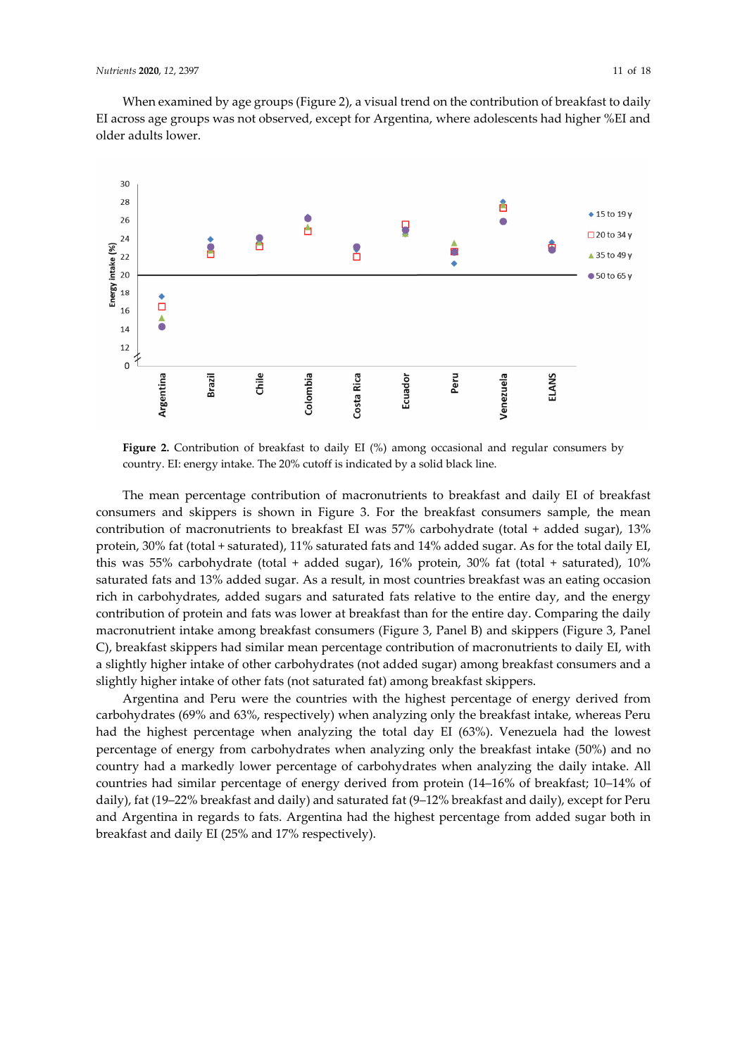When examined by age groups (Figure 2), a visual trend on the contribution of breakfast to daily EI across age groups was not observed, except for Argentina, where adolescents had higher %EI and older adults lower.

Energy intake (%)

30
28
26
24
22
20
18
16
14
12
0

Argentina
Brazil
Chile
Colombia
Costa Rica
Ecuador
Peru
Venezuela
ELANS

15 to 19 y
20 to 34 y
35 to 49 y
50 to 65 y

**Figure 2.** Contribution of breakfast to daily EI (%) among occasional and regular consumers by country. EI: energy intake. The 20% cutoff is indicated by a solid black line.

The mean percentage contribution of macronutrients to breakfast and daily EI of breakfast consumers and skippers is shown in Figure 3. For the breakfast consumers sample, the mean contribution of macronutrients to breakfast EI was 57% carbohydrate (total + added sugar), 13% protein, 30% fat (total + saturated), 11% saturated fats and 14% added sugar. As for the total daily EI, this was 55% carbohydrate (total + added sugar), 16% protein, 30% fat (total + saturated), 10% saturated fats and 13% added sugar. As a result, in most countries breakfast was an eating occasion rich in carbohydrates, added sugars and saturated fats relative to the entire day, and the energy contribution of protein and fats was lower at breakfast than for the entire day. Comparing the daily macronutrient intake among breakfast consumers (Figure 3, Panel B) and skippers (Figure 3, Panel C), breakfast skippers had similar mean percentage contribution of macronutrients to daily EI, with a slightly higher intake of other carbohydrates (not added sugar) among breakfast consumers and a slightly higher intake of other fats (not saturated fat) among breakfast skippers.

Argentina and Peru were the countries with the highest percentage of energy derived from carbohydrates (69% and 63%, respectively) when analyzing only the breakfast intake, whereas Peru had the highest percentage when analyzing the total day EI (63%). Venezuela had the lowest percentage of energy from carbohydrates when analyzing only the breakfast intake (50%) and no country had a markedly lower percentage of carbohydrates when analyzing the daily intake. All countries had similar percentage of energy derived from protein (14–16% of breakfast; 10–14% of daily), fat (19–22% breakfast and daily) and saturated fat (9–12% breakfast and daily), except for Peru and Argentina in regards to fats. Argentina had the highest percentage from added sugar both in breakfast and daily EI (25% and 17% respectively).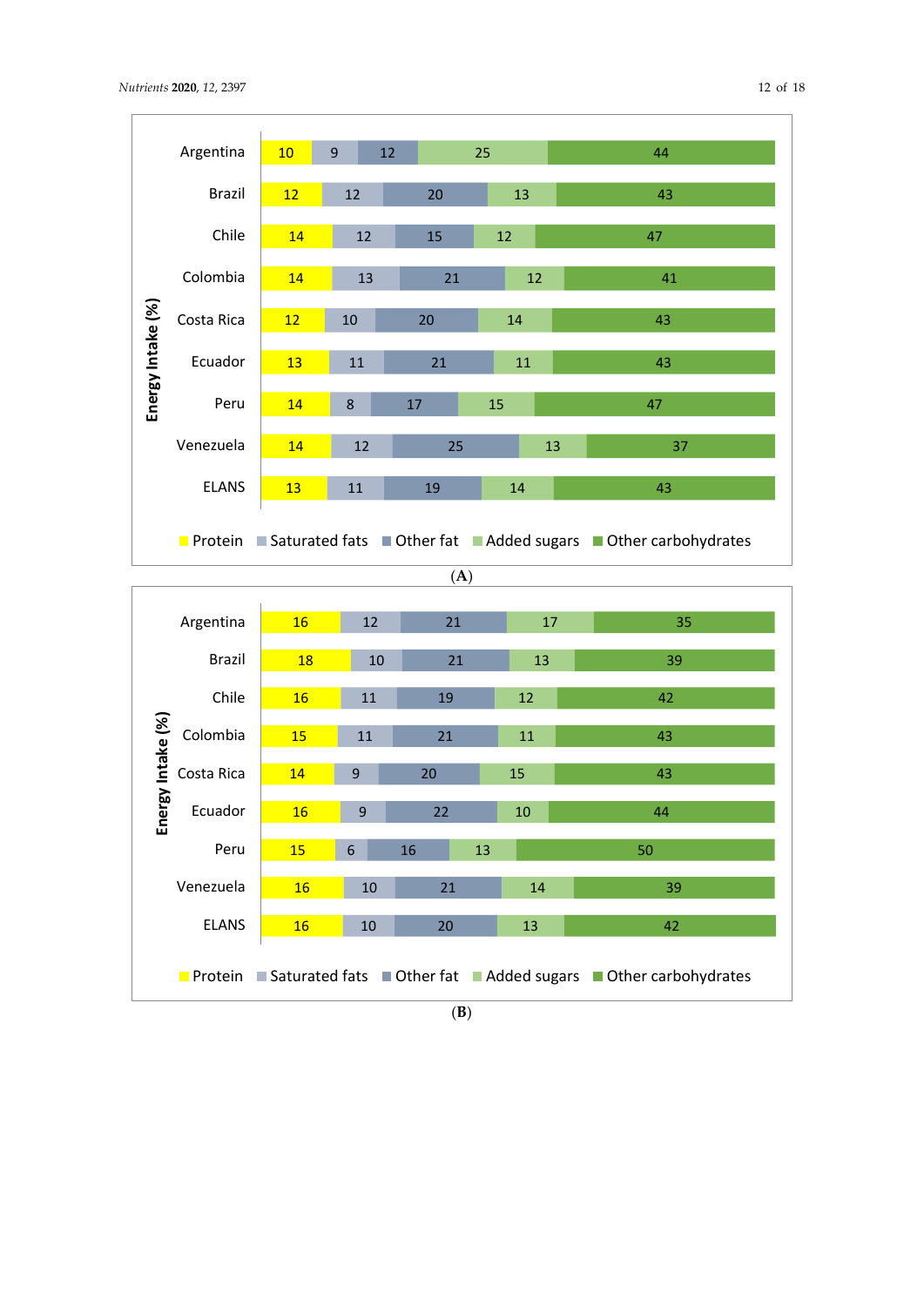Energy Intake (%)

Argentina 10 9 12 25 44

Brazil 12 12 20 13 43

Chile 14 12 15 12 47

Colombia 14 13 21 12 41

Costa Rica 12 10 20 14 43

Ecuador 13 11 21 11 43

Peru 14 8 17 15 47

Venezuela 14 12 25 13 37

ELANS 13 11 19 14 43

Protein  Saturated fats  Other fat  Added sugars  Other carbohydrates

(**A**)

Energy Intake (%)

Argentina 16 12 21 17 35

Brazil 18 10 21 13 39

Chile 16 11 19 12 42

Colombia 15 11 21 11 43

Costa Rica 14 9 20 15 43

Ecuador 16 9 22 10 44

Peru 15 6 16 13 50

Venezuela 16 10 21 14 39

ELANS 16 10 20 13 42

Protein  Saturated fats  Other fat  Added sugars  Other carbohydrates

(**B**)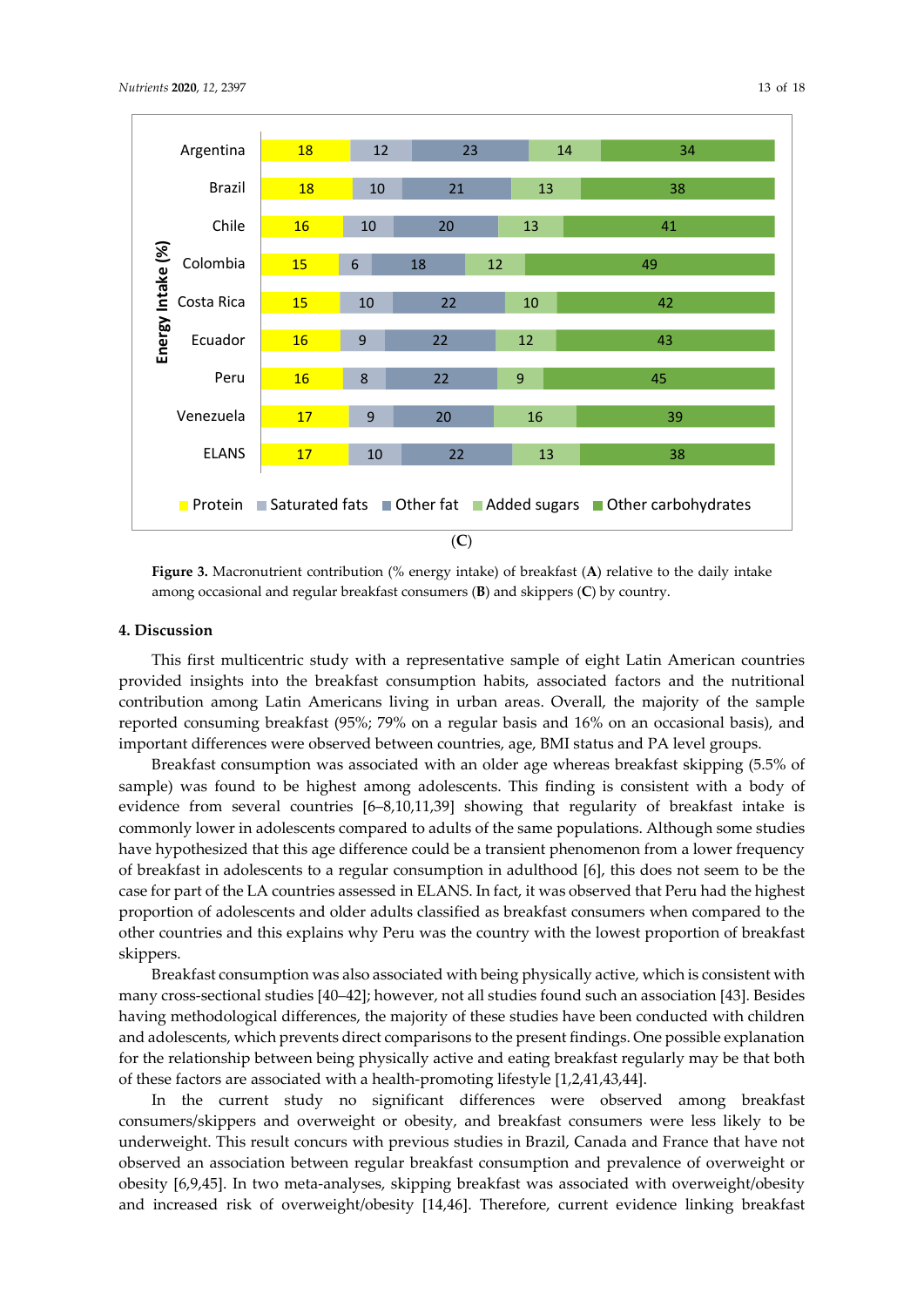Energy Intake (%)

Argentina 18 12 23 14 34

Brazil 18 10 21 13 38

Chile 16 10 20 13 41

Colombia 15 6 18 12 49

Costa Rica 15 10 22 10 42

Ecuador 16 9 22 12 43

Peru 16 8 22 9 45

Venezuela 17 9 20 16 39

ELANS 17 10 22 13 38

Protein Saturated fats Other fat Added sugars Other carbohydrates

(**C**)

**Figure 3.** Macronutrient contribution (% energy intake) of breakfast (**A**) relative to the daily intake among occasional and regular breakfast consumers (**B**) and skippers (**C**) by country.

## 4. Discussion

This first multicentric study with a representative sample of eight Latin American countries provided insights into the breakfast consumption habits, associated factors and the nutritional contribution among Latin Americans living in urban areas. Overall, the majority of the sample reported consuming breakfast (95%; 79% on a regular basis and 16% on an occasional basis), and important differences were observed between countries, age, BMI status and PA level groups.

Breakfast consumption was associated with an older age whereas breakfast skipping (5.5% of sample) was found to be highest among adolescents. This finding is consistent with a body of evidence from several countries [6–8,10,11,39] showing that regularity of breakfast intake is commonly lower in adolescents compared to adults of the same populations. Although some studies have hypothesized that this age difference could be a transient phenomenon from a lower frequency of breakfast in adolescents to a regular consumption in adulthood [6], this does not seem to be the case for part of the LA countries assessed in ELANS. In fact, it was observed that Peru had the highest proportion of adolescents and older adults classified as breakfast consumers when compared to the other countries and this explains why Peru was the country with the lowest proportion of breakfast skippers.

Breakfast consumption was also associated with being physically active, which is consistent with many cross-sectional studies [40–42]; however, not all studies found such an association [43]. Besides having methodological differences, the majority of these studies have been conducted with children and adolescents, which prevents direct comparisons to the present findings. One possible explanation for the relationship between being physically active and eating breakfast regularly may be that both of these factors are associated with a health-promoting lifestyle [1,2,41,43,44].

In the current study no significant differences were observed among breakfast consumers/skippers and overweight or obesity, and breakfast consumers were less likely to be underweight. This result concurs with previous studies in Brazil, Canada and France that have not observed an association between regular breakfast consumption and prevalence of overweight or obesity [6,9,45]. In two meta-analyses, skipping breakfast was associated with overweight/obesity and increased risk of overweight/obesity [14,46]. Therefore, current evidence linking breakfast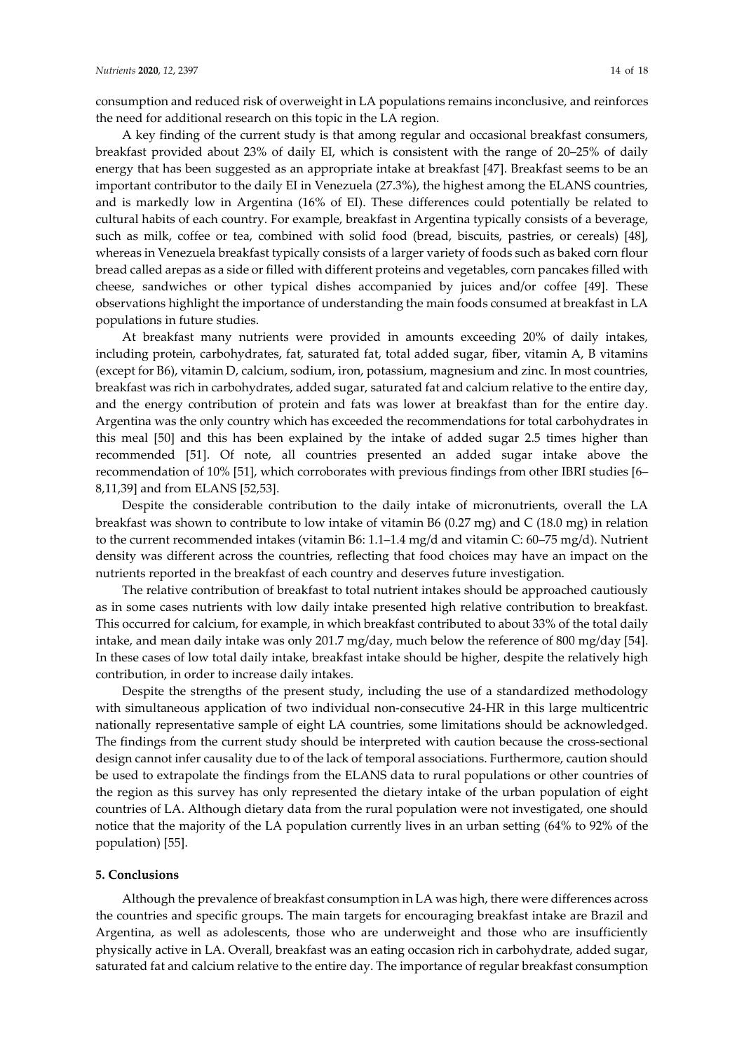consumption and reduced risk of overweight in LA populations remains inconclusive, and reinforces the need for additional research on this topic in the LA region.

A key finding of the current study is that among regular and occasional breakfast consumers, breakfast provided about 23% of daily EI, which is consistent with the range of 20–25% of daily energy that has been suggested as an appropriate intake at breakfast [47]. Breakfast seems to be an important contributor to the daily EI in Venezuela (27.3%), the highest among the ELANS countries, and is markedly low in Argentina (16% of EI). These differences could potentially be related to cultural habits of each country. For example, breakfast in Argentina typically consists of a beverage, such as milk, coffee or tea, combined with solid food (bread, biscuits, pastries, or cereals) [48], whereas in Venezuela breakfast typically consists of a larger variety of foods such as baked corn flour bread called arepas as a side or filled with different proteins and vegetables, corn pancakes filled with cheese, sandwiches or other typical dishes accompanied by juices and/or coffee [49]. These observations highlight the importance of understanding the main foods consumed at breakfast in LA populations in future studies.

At breakfast many nutrients were provided in amounts exceeding 20% of daily intakes, including protein, carbohydrates, fat, saturated fat, total added sugar, fiber, vitamin A, B vitamins (except for B6), vitamin D, calcium, sodium, iron, potassium, magnesium and zinc. In most countries, breakfast was rich in carbohydrates, added sugar, saturated fat and calcium relative to the entire day, and the energy contribution of protein and fats was lower at breakfast than for the entire day. Argentina was the only country which has exceeded the recommendations for total carbohydrates in this meal [50] and this has been explained by the intake of added sugar 2.5 times higher than recommended [51]. Of note, all countries presented an added sugar intake above the recommendation of 10% [51], which corroborates with previous findings from other IBRI studies [6–8,11,39] and from ELANS [52,53].

Despite the considerable contribution to the daily intake of micronutrients, overall the LA breakfast was shown to contribute to low intake of vitamin B6 (0.27 mg) and C (18.0 mg) in relation to the current recommended intakes (vitamin B6: 1.1–1.4 mg/d and vitamin C: 60–75 mg/d). Nutrient density was different across the countries, reflecting that food choices may have an impact on the nutrients reported in the breakfast of each country and deserves future investigation.

The relative contribution of breakfast to total nutrient intakes should be approached cautiously as in some cases nutrients with low daily intake presented high relative contribution to breakfast. This occurred for calcium, for example, in which breakfast contributed to about 33% of the total daily intake, and mean daily intake was only 201.7 mg/day, much below the reference of 800 mg/day [54]. In these cases of low total daily intake, breakfast intake should be higher, despite the relatively high contribution, in order to increase daily intakes.

Despite the strengths of the present study, including the use of a standardized methodology with simultaneous application of two individual non-consecutive 24-HR in this large multicentric nationally representative sample of eight LA countries, some limitations should be acknowledged. The findings from the current study should be interpreted with caution because the cross-sectional design cannot infer causality due to of the lack of temporal associations. Furthermore, caution should be used to extrapolate the findings from the ELANS data to rural populations or other countries of the region as this survey has only represented the dietary intake of the urban population of eight countries of LA. Although dietary data from the rural population were not investigated, one should notice that the majority of the LA population currently lives in an urban setting (64% to 92% of the population) [55].

## 5. Conclusions

Although the prevalence of breakfast consumption in LA was high, there were differences across the countries and specific groups. The main targets for encouraging breakfast intake are Brazil and Argentina, as well as adolescents, those who are underweight and those who are insufficiently physically active in LA. Overall, breakfast was an eating occasion rich in carbohydrate, added sugar, saturated fat and calcium relative to the entire day. The importance of regular breakfast consumption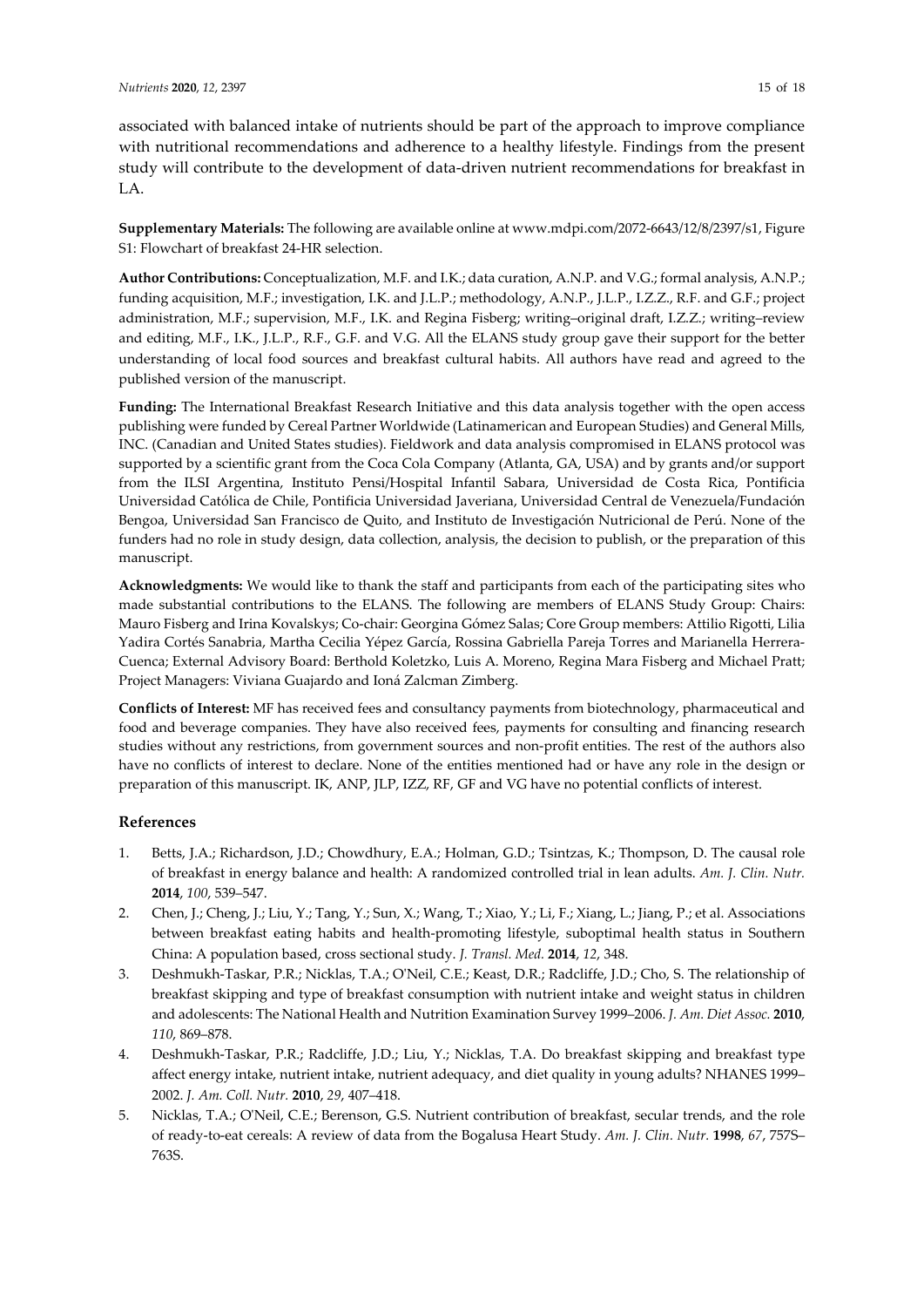associated with balanced intake of nutrients should be part of the approach to improve compliance with nutritional recommendations and adherence to a healthy lifestyle. Findings from the present study will contribute to the development of data-driven nutrient recommendations for breakfast in LA.

**Supplementary Materials:** The following are available online at www.mdpi.com/2072-6643/12/8/2397/s1, Figure S1: Flowchart of breakfast 24-HR selection.

**Author Contributions:** Conceptualization, M.F. and I.K.; data curation, A.N.P. and V.G.; formal analysis, A.N.P.; funding acquisition, M.F.; investigation, I.K. and J.L.P.; methodology, A.N.P., J.L.P., I.Z.Z., R.F. and G.F.; project administration, M.F.; supervision, M.F., I.K. and Regina Fisberg; writing–original draft, I.Z.Z.; writing–review and editing, M.F., I.K., J.L.P., R.F., G.F. and V.G. All the ELANS study group gave their support for the better understanding of local food sources and breakfast cultural habits. All authors have read and agreed to the published version of the manuscript.

**Funding:** The International Breakfast Research Initiative and this data analysis together with the open access publishing were funded by Cereal Partner Worldwide (Latinamerican and European Studies) and General Mills, INC. (Canadian and United States studies). Fieldwork and data analysis compromised in ELANS protocol was supported by a scientific grant from the Coca Cola Company (Atlanta, GA, USA) and by grants and/or support from the ILSI Argentina, Instituto Pensi/Hospital Infantil Sabara, Universidad de Costa Rica, Pontificia Universidad Católica de Chile, Pontificia Universidad Javeriana, Universidad Central de Venezuela/Fundación Bengoa, Universidad San Francisco de Quito, and Instituto de Investigación Nutricional de Perú. None of the funders had no role in study design, data collection, analysis, the decision to publish, or the preparation of this manuscript.

**Acknowledgments:** We would like to thank the staff and participants from each of the participating sites who made substantial contributions to the ELANS. The following are members of ELANS Study Group: Chairs: Mauro Fisberg and Irina Kovalskys; Co-chair: Georgina Gómez Salas; Core Group members: Attilio Rigotti, Lilia Yadira Cortés Sanabria, Martha Cecilia Yépez García, Rossina Gabriella Pareja Torres and Marianella Herrera-Cuenca; External Advisory Board: Berthold Koletzko, Luis A. Moreno, Regina Mara Fisberg and Michael Pratt; Project Managers: Viviana Guajardo and Ioná Zalcman Zimberg.

**Conflicts of Interest:** MF has received fees and consultancy payments from biotechnology, pharmaceutical and food and beverage companies. They have also received fees, payments for consulting and financing research studies without any restrictions, from government sources and non-profit entities. The rest of the authors also have no conflicts of interest to declare. None of the entities mentioned had or have any role in the design or preparation of this manuscript. IK, ANP, JLP, IZZ, RF, GF and VG have no potential conflicts of interest.

## References

1. Betts, J.A.; Richardson, J.D.; Chowdhury, E.A.; Holman, G.D.; Tsintzas, K.; Thompson, D. The causal role of breakfast in energy balance and health: A randomized controlled trial in lean adults. *Am. J. Clin. Nutr.* **2014**, *100*, 539–547.
2. Chen, J.; Cheng, J.; Liu, Y.; Tang, Y.; Sun, X.; Wang, T.; Xiao, Y.; Li, F.; Xiang, L.; Jiang, P.; et al. Associations between breakfast eating habits and health-promoting lifestyle, suboptimal health status in Southern China: A population based, cross sectional study. *J. Transl. Med.* **2014**, *12*, 348.
3. Deshmukh-Taskar, P.R.; Nicklas, T.A.; O'Neil, C.E.; Keast, D.R.; Radcliffe, J.D.; Cho, S. The relationship of breakfast skipping and type of breakfast consumption with nutrient intake and weight status in children and adolescents: The National Health and Nutrition Examination Survey 1999–2006. *J. Am. Diet Assoc.* **2010**, *110*, 869–878.
4. Deshmukh-Taskar, P.R.; Radcliffe, J.D.; Liu, Y.; Nicklas, T.A. Do breakfast skipping and breakfast type affect energy intake, nutrient intake, nutrient adequacy, and diet quality in young adults? NHANES 1999–2002. *J. Am. Coll. Nutr.* **2010**, *29*, 407–418.
5. Nicklas, T.A.; O'Neil, C.E.; Berenson, G.S. Nutrient contribution of breakfast, secular trends, and the role of ready-to-eat cereals: A review of data from the Bogalusa Heart Study. *Am. J. Clin. Nutr.* **1998**, *67*, 757S–763S.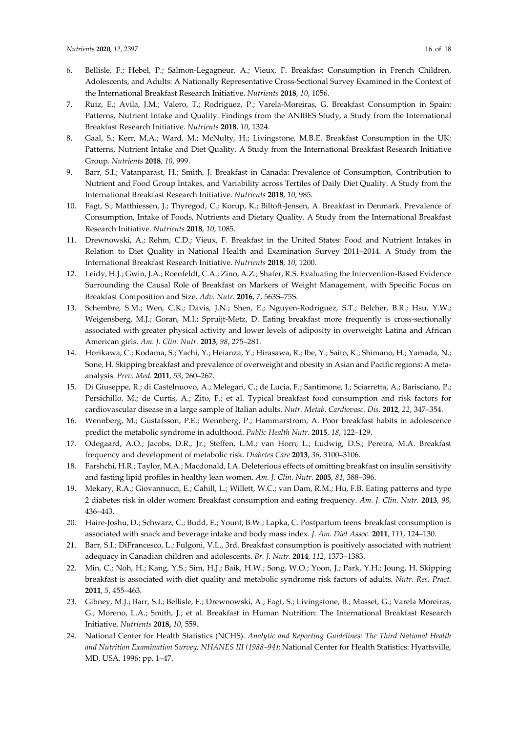6. Bellisle, F.; Hebel, P.; Salmon-Legagneur, A.; Vieux, F. Breakfast Consumption in French Children, Adolescents, and Adults: A Nationally Representative Cross-Sectional Survey Examined in the Context of the International Breakfast Research Initiative. *Nutrients* **2018**, *10*, 1056.
7. Ruiz, E.; Avila, J.M.; Valero, T.; Rodriguez, P.; Varela-Moreiras, G. Breakfast Consumption in Spain: Patterns, Nutrient Intake and Quality. Findings from the ANIBES Study, a Study from the International Breakfast Research Initiative. *Nutrients* **2018**, *10*, 1324.
8. Gaal, S.; Kerr, M.A.; Ward, M.; McNulty, H.; Livingstone, M.B.E. Breakfast Consumption in the UK: Patterns, Nutrient Intake and Diet Quality. A Study from the International Breakfast Research Initiative Group. *Nutrients* **2018**, *10*, 999.
9. Barr, S.I.; Vatanparast, H.; Smith, J. Breakfast in Canada: Prevalence of Consumption, Contribution to Nutrient and Food Group Intakes, and Variability across Tertiles of Daily Diet Quality. A Study from the International Breakfast Research Initiative. *Nutrients* **2018**, *10*, 985.
10. Fagt, S.; Matthiessen, J.; Thyregod, C.; Korup, K.; Biltoft-Jensen, A. Breakfast in Denmark. Prevalence of Consumption, Intake of Foods, Nutrients and Dietary Quality. A Study from the International Breakfast Research Initiative. *Nutrients* **2018**, *10*, 1085.
11. Drewnowski, A.; Rehm, C.D.; Vieux, F. Breakfast in the United States: Food and Nutrient Intakes in Relation to Diet Quality in National Health and Examination Survey 2011–2014. A Study from the International Breakfast Research Initiative. *Nutrients* **2018**, *10*, 1200.
12. Leidy, H.J.; Gwin, J.A.; Roenfeldt, C.A.; Zino, A.Z.; Shafer, R.S. Evaluating the Intervention-Based Evidence Surrounding the Causal Role of Breakfast on Markers of Weight Management, with Specific Focus on Breakfast Composition and Size. *Adv. Nutr.* **2016**, *7*, 563S–75S.
13. Schembre, S.M.; Wen, C.K.; Davis, J.N.; Shen, E.; Nguyen-Rodriguez, S.T.; Belcher, B.R.; Hsu, Y.W.; Weigensberg, M.J.; Goran, M.I.; Spruijt-Metz, D. Eating breakfast more frequently is cross-sectionally associated with greater physical activity and lower levels of adiposity in overweight Latina and African American girls. *Am. J. Clin. Nutr.* **2013**, *98*, 275–281.
14. Horikawa, C.; Kodama, S.; Yachi, Y.; Heianza, Y.; Hirasawa, R.; Ibe, Y.; Saito, K.; Shimano, H.; Yamada, N.; Sone, H. Skipping breakfast and prevalence of overweight and obesity in Asian and Pacific regions: A meta-analysis. *Prev. Med.* **2011**, *53*, 260–267.
15. Di Giuseppe, R.; di Castelnuovo, A.; Melegari, C.; de Lucia, F.; Santimone, I.; Sciarretta, A.; Barisciano, P.; Persichillo, M.; de Curtis, A.; Zito, F.; et al. Typical breakfast food consumption and risk factors for cardiovascular disease in a large sample of Italian adults. *Nutr. Metab. Cardiovasc. Dis.* **2012**, *22*, 347–354.
16. Wennberg, M.; Gustafsson, P.E.; Wennberg, P.; Hammarstrom, A. Poor breakfast habits in adolescence predict the metabolic syndrome in adulthood. *Public Health Nutr.* **2015**, *18*, 122–129.
17. Odegaard, A.O.; Jacobs, D.R., Jr.; Steffen, L.M.; van Horn, L.; Ludwig, D.S.; Pereira, M.A. Breakfast frequency and development of metabolic risk. *Diabetes Care* **2013**, *36*, 3100–3106.
18. Farshchi, H.R.; Taylor, M.A.; Macdonald, I.A. Deleterious effects of omitting breakfast on insulin sensitivity and fasting lipid profiles in healthy lean women. *Am. J. Clin. Nutr.* **2005**, *81*, 388–396.
19. Mekary, R.A.; Giovannucci, E.; Cahill, L.; Willett, W.C.; van Dam, R.M.; Hu, F.B. Eating patterns and type 2 diabetes risk in older women: Breakfast consumption and eating frequency. *Am. J. Clin. Nutr.* **2013**, *98*, 436–443.
20. Haire-Joshu, D.; Schwarz, C.; Budd, E.; Yount, B.W.; Lapka, C. Postpartum teens' breakfast consumption is associated with snack and beverage intake and body mass index. *J. Am. Diet Assoc.* **2011**, *111*, 124–130.
21. Barr, S.I.; DiFrancesco, L.; Fulgoni, V.L., 3rd. Breakfast consumption is positively associated with nutrient adequacy in Canadian children and adolescents. *Br. J. Nutr.* **2014**, *112*, 1373–1383.
22. Min, C.; Noh, H.; Kang, Y.S.; Sim, H.J.; Baik, H.W.; Song, W.O.; Yoon, J.; Park, Y.H.; Joung, H. Skipping breakfast is associated with diet quality and metabolic syndrome risk factors of adults. *Nutr. Res. Pract.* **2011**, *5*, 455–463.
23. Gibney, M.J.; Barr, S.I.; Bellisle, F.; Drewnowski, A.; Fagt, S.; Livingstone, B.; Masset, G.; Varela Moreiras, G.; Moreno, L.A.; Smith, J.; et al. Breakfast in Human Nutrition: The International Breakfast Research Initiative. *Nutrients* **2018,** *10*, 559.
24. National Center for Health Statistics (NCHS). *Analytic and Reporting Guidelines: The Third National Health and Nutrition Examination Survey, NHANES III (1988–94)*; National Center for Health Statistics: Hyattsville, MD, USA, 1996; pp. 1–47.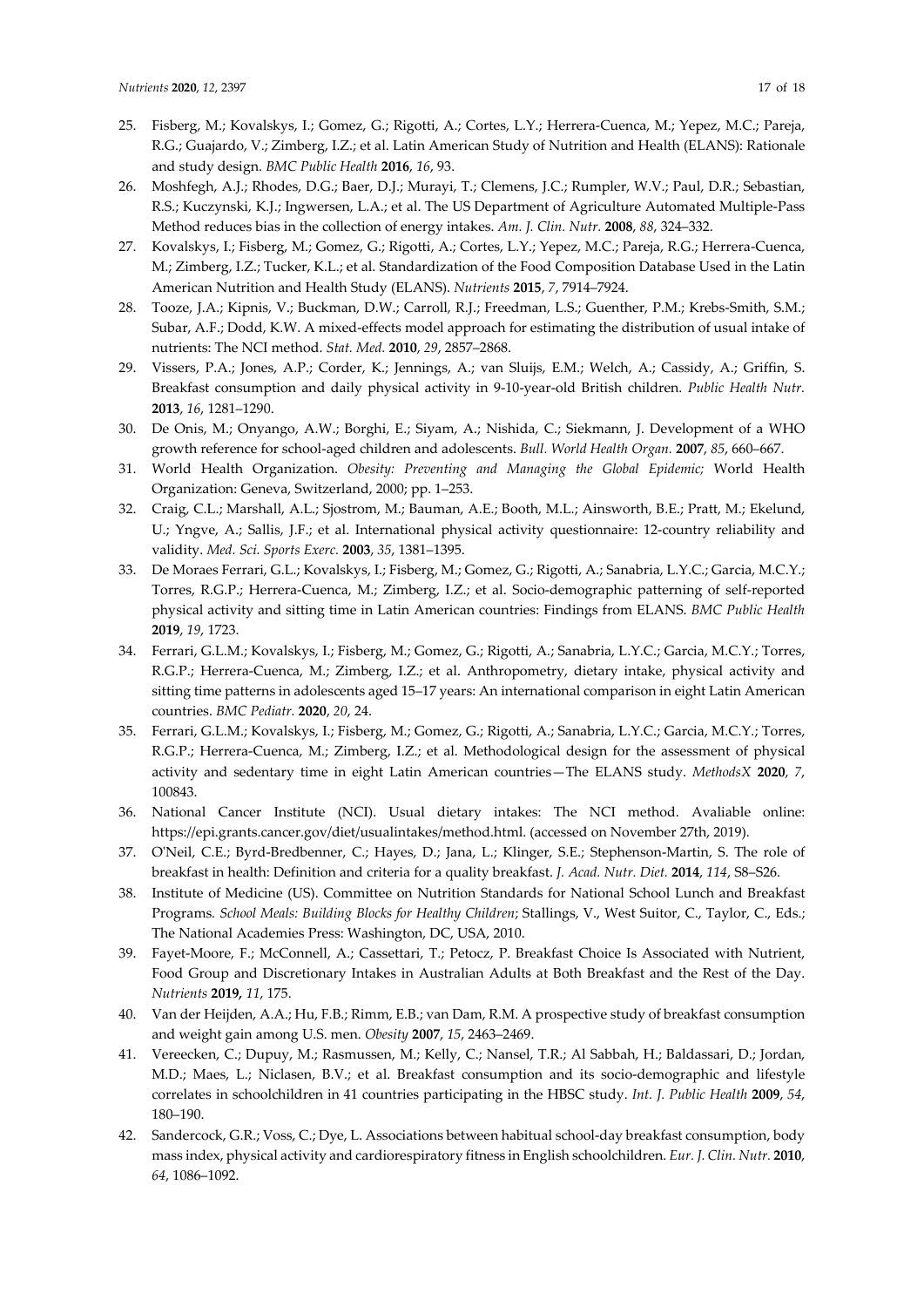25. Fisberg, M.; Kovalskys, I.; Gomez, G.; Rigotti, A.; Cortes, L.Y.; Herrera-Cuenca, M.; Yepez, M.C.; Pareja, R.G.; Guajardo, V.; Zimberg, I.Z.; et al. Latin American Study of Nutrition and Health (ELANS): Rationale and study design. *BMC Public Health* **2016**, *16*, 93.
26. Moshfegh, A.J.; Rhodes, D.G.; Baer, D.J.; Murayi, T.; Clemens, J.C.; Rumpler, W.V.; Paul, D.R.; Sebastian, R.S.; Kuczynski, K.J.; Ingwersen, L.A.; et al. The US Department of Agriculture Automated Multiple-Pass Method reduces bias in the collection of energy intakes. *Am. J. Clin. Nutr.* **2008**, *88*, 324–332.
27. Kovalskys, I.; Fisberg, M.; Gomez, G.; Rigotti, A.; Cortes, L.Y.; Yepez, M.C.; Pareja, R.G.; Herrera-Cuenca, M.; Zimberg, I.Z.; Tucker, K.L.; et al. Standardization of the Food Composition Database Used in the Latin American Nutrition and Health Study (ELANS). *Nutrients* **2015**, *7*, 7914–7924.
28. Tooze, J.A.; Kipnis, V.; Buckman, D.W.; Carroll, R.J.; Freedman, L.S.; Guenther, P.M.; Krebs-Smith, S.M.; Subar, A.F.; Dodd, K.W. A mixed-effects model approach for estimating the distribution of usual intake of nutrients: The NCI method. *Stat. Med.* **2010**, *29*, 2857–2868.
29. Vissers, P.A.; Jones, A.P.; Corder, K.; Jennings, A.; van Sluijs, E.M.; Welch, A.; Cassidy, A.; Griffin, S. Breakfast consumption and daily physical activity in 9-10-year-old British children. *Public Health Nutr.* **2013**, *16*, 1281–1290.
30. De Onis, M.; Onyango, A.W.; Borghi, E.; Siyam, A.; Nishida, C.; Siekmann, J. Development of a WHO growth reference for school-aged children and adolescents. *Bull. World Health Organ.* **2007**, *85*, 660–667.
31. World Health Organization. *Obesity: Preventing and Managing the Global Epidemic;* World Health Organization: Geneva, Switzerland, 2000; pp. 1–253.
32. Craig, C.L.; Marshall, A.L.; Sjostrom, M.; Bauman, A.E.; Booth, M.L.; Ainsworth, B.E.; Pratt, M.; Ekelund, U.; Yngve, A.; Sallis, J.F.; et al. International physical activity questionnaire: 12-country reliability and validity. *Med. Sci. Sports Exerc.* **2003**, *35*, 1381–1395.
33. De Moraes Ferrari, G.L.; Kovalskys, I.; Fisberg, M.; Gomez, G.; Rigotti, A.; Sanabria, L.Y.C.; Garcia, M.C.Y.; Torres, R.G.P.; Herrera-Cuenca, M.; Zimberg, I.Z.; et al. Socio-demographic patterning of self-reported physical activity and sitting time in Latin American countries: Findings from ELANS. *BMC Public Health* **2019**, *19*, 1723.
34. Ferrari, G.L.M.; Kovalskys, I.; Fisberg, M.; Gomez, G.; Rigotti, A.; Sanabria, L.Y.C.; Garcia, M.C.Y.; Torres, R.G.P.; Herrera-Cuenca, M.; Zimberg, I.Z.; et al. Anthropometry, dietary intake, physical activity and sitting time patterns in adolescents aged 15–17 years: An international comparison in eight Latin American countries. *BMC Pediatr.* **2020**, *20*, 24.
35. Ferrari, G.L.M.; Kovalskys, I.; Fisberg, M.; Gomez, G.; Rigotti, A.; Sanabria, L.Y.C.; Garcia, M.C.Y.; Torres, R.G.P.; Herrera-Cuenca, M.; Zimberg, I.Z.; et al. Methodological design for the assessment of physical activity and sedentary time in eight Latin American countries—The ELANS study. *MethodsX* **2020**, *7*, 100843.
36. National Cancer Institute (NCI). Usual dietary intakes: The NCI method. Avaliable online: https://epi.grants.cancer.gov/diet/usualintakes/method.html. (accessed on November 27th, 2019).
37. O'Neil, C.E.; Byrd-Bredbenner, C.; Hayes, D.; Jana, L.; Klinger, S.E.; Stephenson-Martin, S. The role of breakfast in health: Definition and criteria for a quality breakfast. *J. Acad. Nutr. Diet.* **2014**, *114*, S8–S26.
38. Institute of Medicine (US). Committee on Nutrition Standards for National School Lunch and Breakfast Programs. *School Meals: Building Blocks for Healthy Children*; Stallings, V., West Suitor, C., Taylor, C., Eds.; The National Academies Press: Washington, DC, USA, 2010.
39. Fayet-Moore, F.; McConnell, A.; Cassettari, T.; Petocz, P. Breakfast Choice Is Associated with Nutrient, Food Group and Discretionary Intakes in Australian Adults at Both Breakfast and the Rest of the Day. *Nutrients* **2019,** *11*, 175.
40. Van der Heijden, A.A.; Hu, F.B.; Rimm, E.B.; van Dam, R.M. A prospective study of breakfast consumption and weight gain among U.S. men. *Obesity* **2007**, *15*, 2463–2469.
41. Vereecken, C.; Dupuy, M.; Rasmussen, M.; Kelly, C.; Nansel, T.R.; Al Sabbah, H.; Baldassari, D.; Jordan, M.D.; Maes, L.; Niclasen, B.V.; et al. Breakfast consumption and its socio-demographic and lifestyle correlates in schoolchildren in 41 countries participating in the HBSC study. *Int. J. Public Health* **2009**, *54*, 180–190.
42. Sandercock, G.R.; Voss, C.; Dye, L. Associations between habitual school-day breakfast consumption, body mass index, physical activity and cardiorespiratory fitness in English schoolchildren. *Eur. J. Clin. Nutr.* **2010**, *64*, 1086–1092.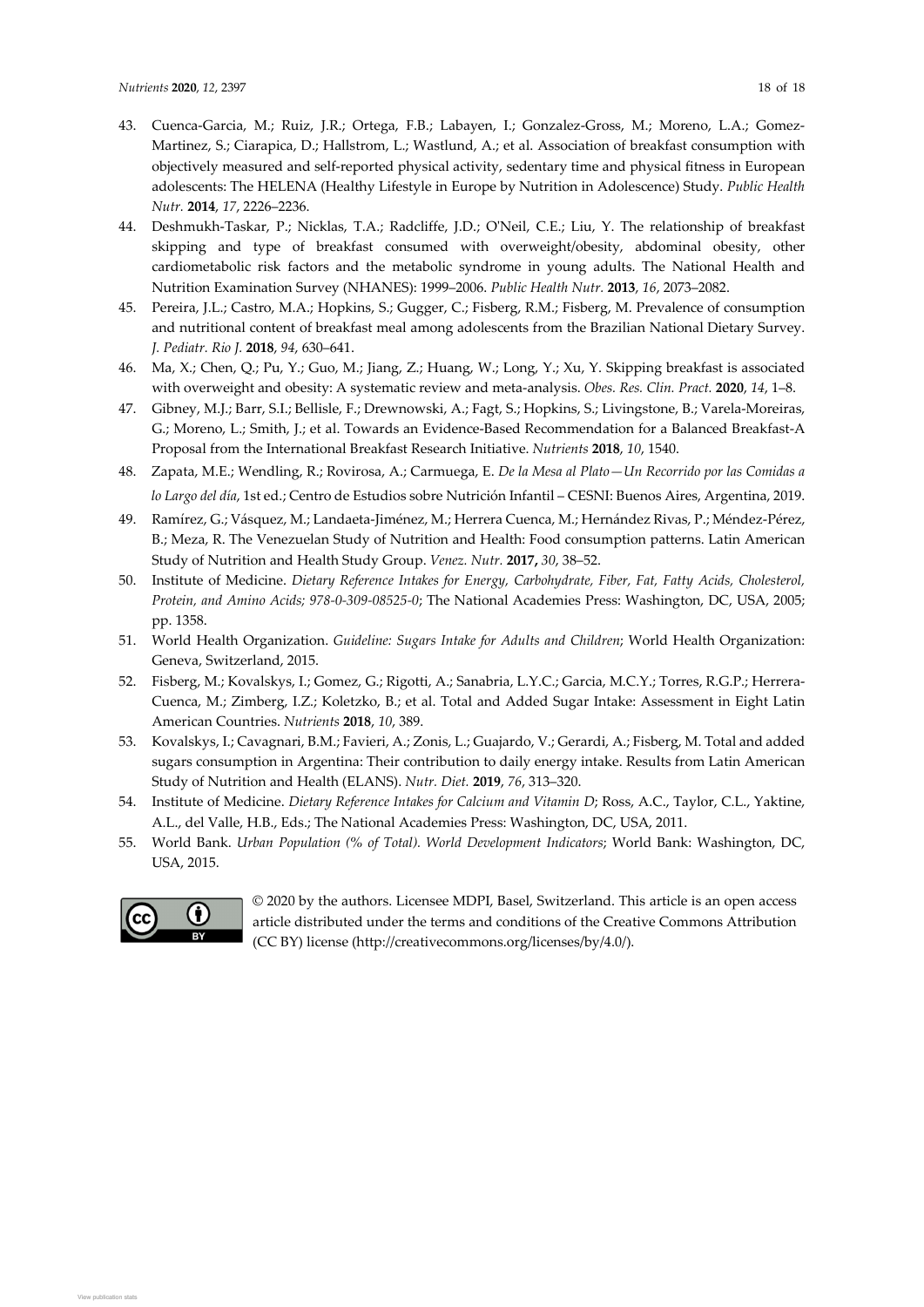43. Cuenca-Garcia, M.; Ruiz, J.R.; Ortega, F.B.; Labayen, I.; Gonzalez-Gross, M.; Moreno, L.A.; Gomez-Martinez, S.; Ciarapica, D.; Hallstrom, L.; Wastlund, A.; et al. Association of breakfast consumption with objectively measured and self-reported physical activity, sedentary time and physical fitness in European adolescents: The HELENA (Healthy Lifestyle in Europe by Nutrition in Adolescence) Study. *Public Health Nutr.* **2014**, *17*, 2226–2236.
44. Deshmukh-Taskar, P.; Nicklas, T.A.; Radcliffe, J.D.; O'Neil, C.E.; Liu, Y. The relationship of breakfast skipping and type of breakfast consumed with overweight/obesity, abdominal obesity, other cardiometabolic risk factors and the metabolic syndrome in young adults. The National Health and Nutrition Examination Survey (NHANES): 1999–2006. *Public Health Nutr.* **2013**, *16*, 2073–2082.
45. Pereira, J.L.; Castro, M.A.; Hopkins, S.; Gugger, C.; Fisberg, R.M.; Fisberg, M. Prevalence of consumption and nutritional content of breakfast meal among adolescents from the Brazilian National Dietary Survey. *J. Pediatr. Rio J.* **2018**, *94*, 630–641.
46. Ma, X.; Chen, Q.; Pu, Y.; Guo, M.; Jiang, Z.; Huang, W.; Long, Y.; Xu, Y. Skipping breakfast is associated with overweight and obesity: A systematic review and meta-analysis. *Obes. Res. Clin. Pract.* **2020**, *14*, 1–8.
47. Gibney, M.J.; Barr, S.I.; Bellisle, F.; Drewnowski, A.; Fagt, S.; Hopkins, S.; Livingstone, B.; Varela-Moreiras, G.; Moreno, L.; Smith, J.; et al. Towards an Evidence-Based Recommendation for a Balanced Breakfast-A Proposal from the International Breakfast Research Initiative. *Nutrients* **2018**, *10*, 1540.
48. Zapata, M.E.; Wendling, R.; Rovirosa, A.; Carmuega, E. *De la Mesa al Plato—Un Recorrido por las Comidas a lo Largo del día*, 1st ed.; Centro de Estudios sobre Nutrición Infantil – CESNI: Buenos Aires, Argentina, 2019.
49. Ramírez, G.; Vásquez, M.; Landaeta-Jiménez, M.; Herrera Cuenca, M.; Hernández Rivas, P.; Méndez-Pérez, B.; Meza, R. The Venezuelan Study of Nutrition and Health: Food consumption patterns. Latin American Study of Nutrition and Health Study Group. *Venez. Nutr.* **2017**, *30*, 38–52.
50. Institute of Medicine. *Dietary Reference Intakes for Energy, Carbohydrate, Fiber, Fat, Fatty Acids, Cholesterol, Protein, and Amino Acids; 978-0-309-08525-0*; The National Academies Press: Washington, DC, USA, 2005; pp. 1358.
51. World Health Organization. *Guideline: Sugars Intake for Adults and Children*; World Health Organization: Geneva, Switzerland, 2015.
52. Fisberg, M.; Kovalskys, I.; Gomez, G.; Rigotti, A.; Sanabria, L.Y.C.; Garcia, M.C.Y.; Torres, R.G.P.; Herrera-Cuenca, M.; Zimberg, I.Z.; Koletzko, B.; et al. Total and Added Sugar Intake: Assessment in Eight Latin American Countries. *Nutrients* **2018**, *10*, 389.
53. Kovalskys, I.; Cavagnari, B.M.; Favieri, A.; Zonis, L.; Guajardo, V.; Gerardi, A.; Fisberg, M. Total and added sugars consumption in Argentina: Their contribution to daily energy intake. Results from Latin American Study of Nutrition and Health (ELANS). *Nutr. Diet.* **2019**, *76*, 313–320.
54. Institute of Medicine. *Dietary Reference Intakes for Calcium and Vitamin D*; Ross, A.C., Taylor, C.L., Yaktine, A.L., del Valle, H.B., Eds.; The National Academies Press: Washington, DC, USA, 2011.
55. World Bank. *Urban Population (% of Total). World Development Indicators*; World Bank: Washington, DC, USA, 2015.

© 2020 by the authors. Licensee MDPI, Basel, Switzerland. This article is an open access article distributed under the terms and conditions of the Creative Commons Attribution (CC BY) license (http://creativecommons.org/licenses/by/4.0/).